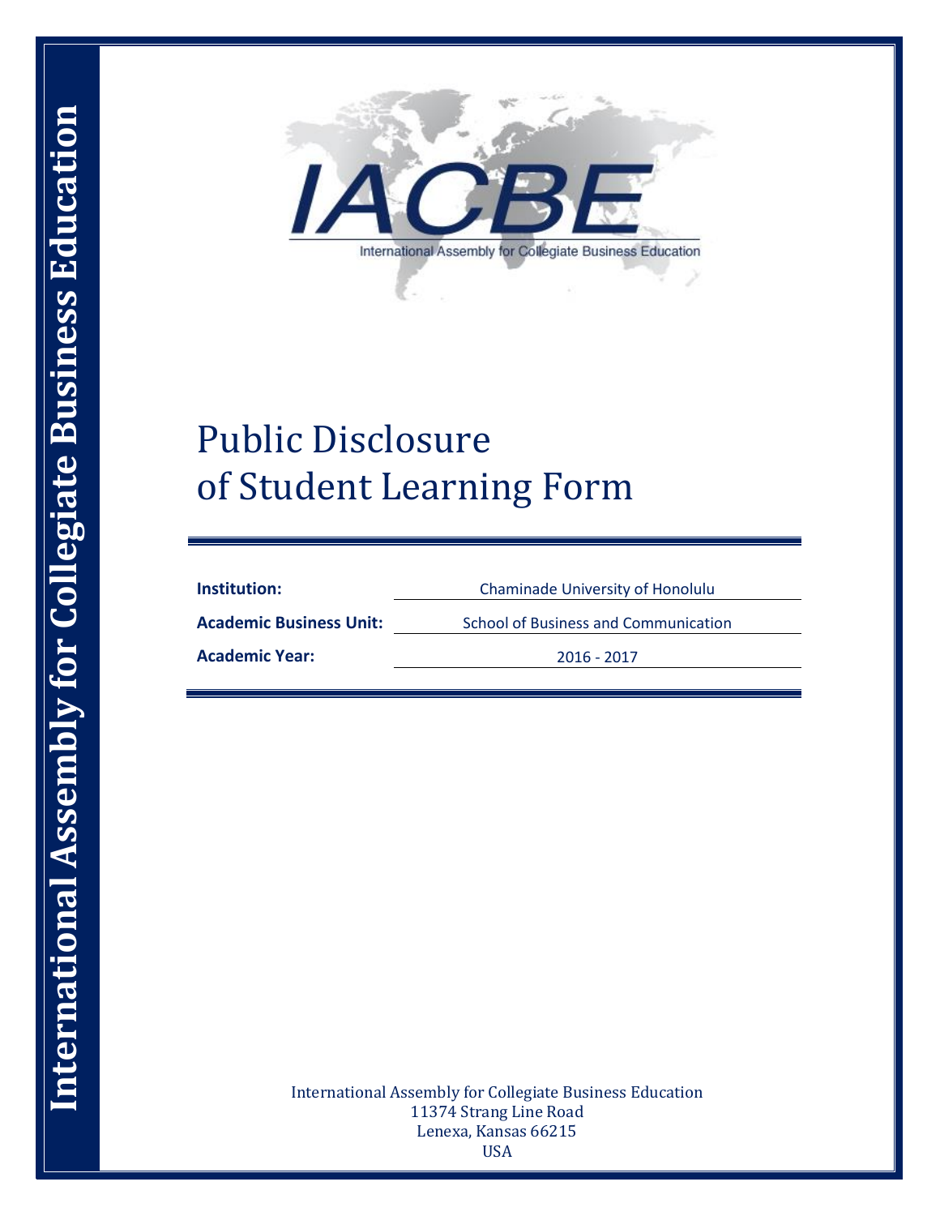International Assembly for Collegiate Business Education

IACBE

International Assembly for Collegiate Business Education

# Public Disclosure of Student Learning Form

| | |
|---|---|
| **Institution:** | Chaminade University of Honolulu |
| **Academic Business Unit:** | School of Business and Communication |
| **Academic Year:** | 2016 - 2017 |

International Assembly for Collegiate Business Education
11374 Strang Line Road
Lenexa, Kansas 66215
USA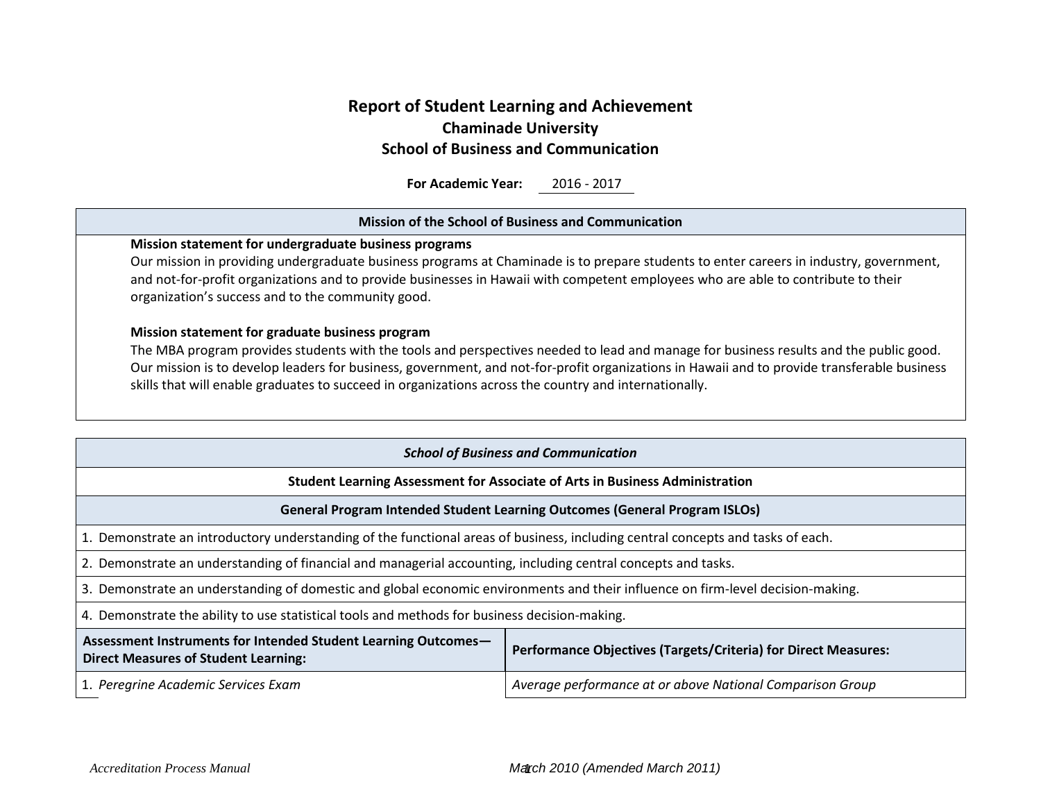# Report of Student Learning and Achievement

## Chaminade University

## School of Business and Communication

**For Academic Year:** 2016 - 2017

| Mission of the School of Business and Communication |
|---|
| **Mission statement for undergraduate business programs**<br>Our mission in providing undergraduate business programs at Chaminade is to prepare students to enter careers in industry, government, and not-for-profit organizations and to provide businesses in Hawaii with competent employees who are able to contribute to their organization's success and to the community good.<br><br>**Mission statement for graduate business program**<br>The MBA program provides students with the tools and perspectives needed to lead and manage for business results and the public good. Our mission is to develop leaders for business, government, and not-for-profit organizations in Hawaii and to provide transferable business skills that will enable graduates to succeed in organizations across the country and internationally. |

| ***School of Business and Communication*** | |
|---|---|
| **Student Learning Assessment for Associate of Arts in Business Administration** | |
| **General Program Intended Student Learning Outcomes (General Program ISLOs)** | |
| 1. Demonstrate an introductory understanding of the functional areas of business, including central concepts and tasks of each. | |
| 2. Demonstrate an understanding of financial and managerial accounting, including central concepts and tasks. | |
| 3. Demonstrate an understanding of domestic and global economic environments and their influence on firm-level decision-making. | |
| 4. Demonstrate the ability to use statistical tools and methods for business decision-making. | |
| **Assessment Instruments for Intended Student Learning Outcomes—Direct Measures of Student Learning:** | **Performance Objectives (Targets/Criteria) for Direct Measures:** |
| 1. *Peregrine Academic Services Exam* | *Average performance at or above National Comparison Group* |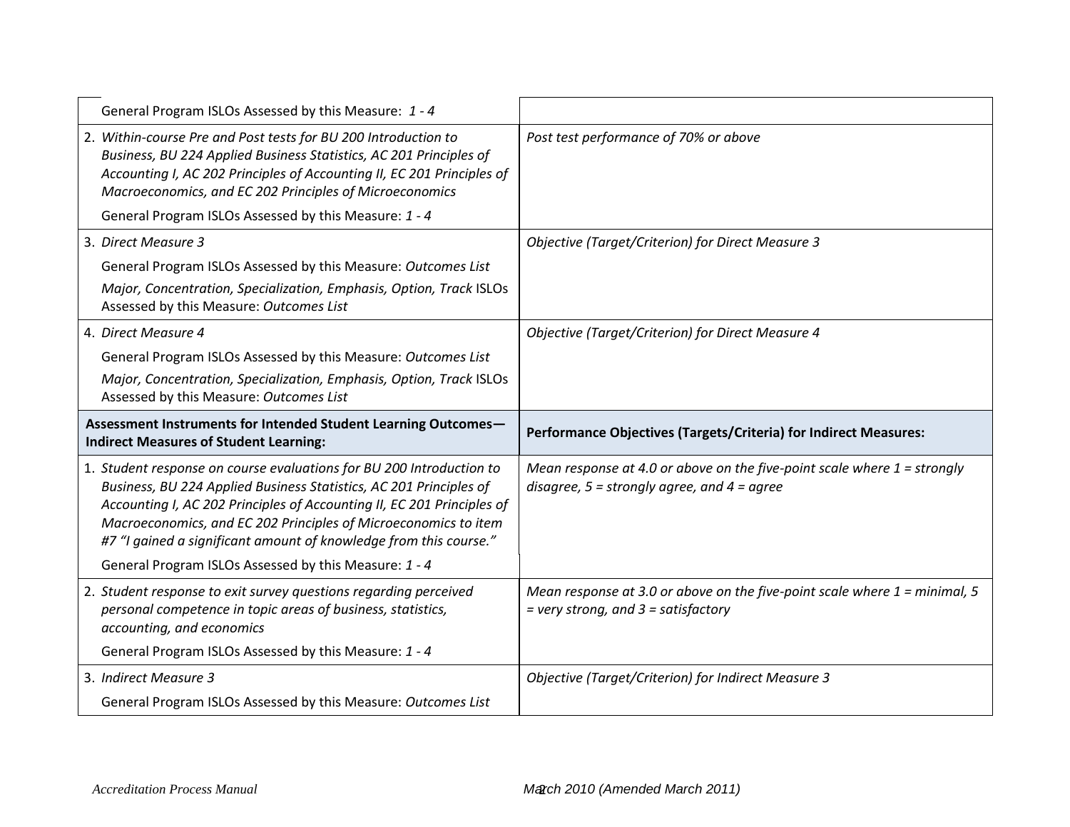| | |
|---|---|
| General Program ISLOs Assessed by this Measure: *1 - 4* | |
| 2. *Within-course Pre and Post tests for BU 200 Introduction to Business, BU 224 Applied Business Statistics, AC 201 Principles of Accounting I, AC 202 Principles of Accounting II, EC 201 Principles of Macroeconomics, and EC 202 Principles of Microeconomics*<br>General Program ISLOs Assessed by this Measure: *1 - 4* | *Post test performance of 70% or above* |
| 3. *Direct Measure 3*<br>General Program ISLOs Assessed by this Measure: *Outcomes List*<br>*Major, Concentration, Specialization, Emphasis, Option, Track* ISLOs Assessed by this Measure: *Outcomes List* | *Objective (Target/Criterion) for Direct Measure 3* |
| 4. *Direct Measure 4*<br>General Program ISLOs Assessed by this Measure: *Outcomes List*<br>*Major, Concentration, Specialization, Emphasis, Option, Track* ISLOs Assessed by this Measure: *Outcomes List* | *Objective (Target/Criterion) for Direct Measure 4* |
| **Assessment Instruments for Intended Student Learning Outcomes—Indirect Measures of Student Learning:** | **Performance Objectives (Targets/Criteria) for Indirect Measures:** |
| 1. *Student response on course evaluations for BU 200 Introduction to Business, BU 224 Applied Business Statistics, AC 201 Principles of Accounting I, AC 202 Principles of Accounting II, EC 201 Principles of Macroeconomics, and EC 202 Principles of Microeconomics to item #7 "I gained a significant amount of knowledge from this course."*<br>General Program ISLOs Assessed by this Measure: *1 - 4* | *Mean response at 4.0 or above on the five-point scale where 1 = strongly disagree, 5 = strongly agree, and 4 = agree* |
| 2. *Student response to exit survey questions regarding perceived personal competence in topic areas of business, statistics, accounting, and economics*<br>General Program ISLOs Assessed by this Measure: *1 - 4* | *Mean response at 3.0 or above on the five-point scale where 1 = minimal, 5 = very strong, and 3 = satisfactory* |
| 3. *Indirect Measure 3*<br>General Program ISLOs Assessed by this Measure: *Outcomes List* | *Objective (Target/Criterion) for Indirect Measure 3* |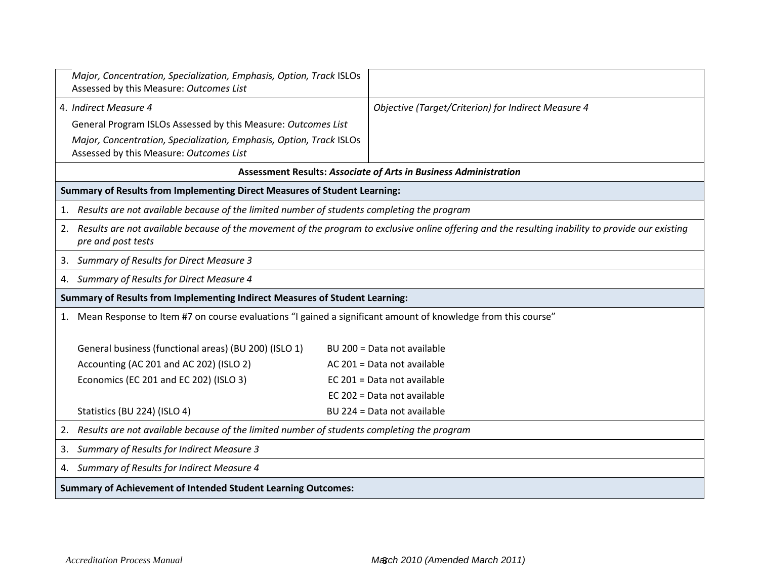| | |
|---|---|
| *Major, Concentration, Specialization, Emphasis, Option, Track* ISLOs Assessed by this Measure: *Outcomes List* | |
| 4. *Indirect Measure 4*<br>General Program ISLOs Assessed by this Measure: *Outcomes List*<br>*Major, Concentration, Specialization, Emphasis, Option, Track* ISLOs Assessed by this Measure: *Outcomes List* | *Objective (Target/Criterion) for Indirect Measure 4* |

**Assessment Results: *Associate of Arts in Business Administration***

**Summary of Results from Implementing Direct Measures of Student Learning:**

1. *Results are not available because of the limited number of students completing the program*
2. *Results are not available because of the movement of the program to exclusive online offering and the resulting inability to provide our existing pre and post tests*
3. *Summary of Results for Direct Measure 3*
4. *Summary of Results for Direct Measure 4*

**Summary of Results from Implementing Indirect Measures of Student Learning:**

1. Mean Response to Item #7 on course evaluations "I gained a significant amount of knowledge from this course"

| | |
|---|---|
| General business (functional areas) (BU 200) (ISLO 1) | BU 200 = Data not available |
| Accounting (AC 201 and AC 202) (ISLO 2) | AC 201 = Data not available |
| Economics (EC 201 and EC 202) (ISLO 3) | EC 201 = Data not available |
| | EC 202 = Data not available |
| Statistics (BU 224) (ISLO 4) | BU 224 = Data not available |

2. *Results are not available because of the limited number of students completing the program*
3. *Summary of Results for Indirect Measure 3*
4. *Summary of Results for Indirect Measure 4*

**Summary of Achievement of Intended Student Learning Outcomes:**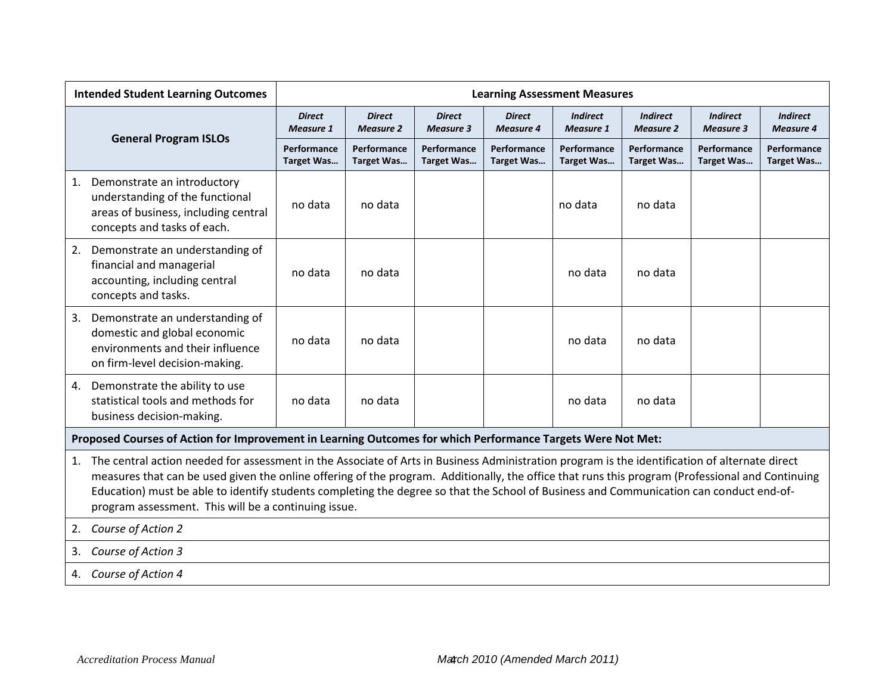| Intended Student Learning Outcomes | Learning Assessment Measures | | | | | | | |
|---|---|---|---|---|---|---|---|---|
| **General Program ISLOs** | ***Direct Measure 1*** | ***Direct Measure 2*** | ***Direct Measure 3*** | ***Direct Measure 4*** | ***Indirect Measure 1*** | ***Indirect Measure 2*** | ***Indirect Measure 3*** | ***Indirect Measure 4*** |
| | **Performance Target Was…** | **Performance Target Was…** | **Performance Target Was…** | **Performance Target Was…** | **Performance Target Was…** | **Performance Target Was…** | **Performance Target Was…** | **Performance Target Was…** |
| 1. Demonstrate an introductory understanding of the functional areas of business, including central concepts and tasks of each. | no data | no data | | | no data | no data | | |
| 2. Demonstrate an understanding of financial and managerial accounting, including central concepts and tasks. | no data | no data | | | no data | no data | | |
| 3. Demonstrate an understanding of domestic and global economic environments and their influence on firm-level decision-making. | no data | no data | | | no data | no data | | |
| 4. Demonstrate the ability to use statistical tools and methods for business decision-making. | no data | no data | | | no data | no data | | |

**Proposed Courses of Action for Improvement in Learning Outcomes for which Performance Targets Were Not Met:**

1. The central action needed for assessment in the Associate of Arts in Business Administration program is the identification of alternate direct measures that can be used given the online offering of the program. Additionally, the office that runs this program (Professional and Continuing Education) must be able to identify students completing the degree so that the School of Business and Communication can conduct end-of-program assessment. This will be a continuing issue.
2. *Course of Action 2*
3. *Course of Action 3*
4. *Course of Action 4*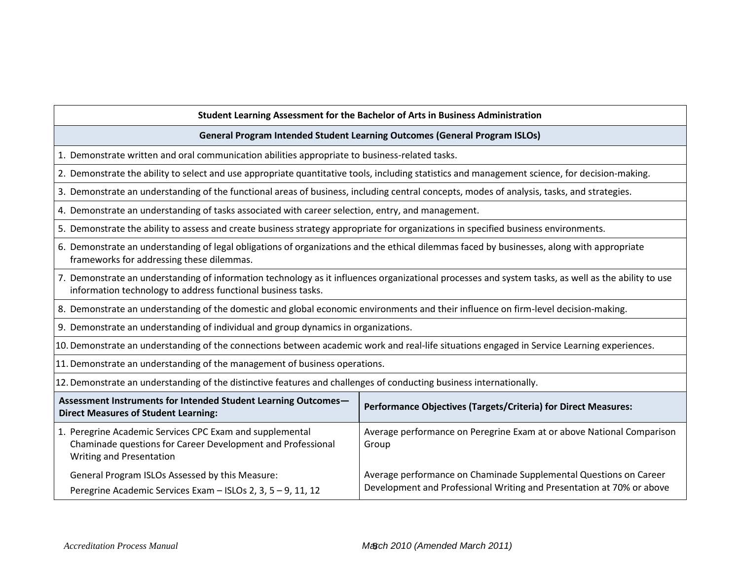| Student Learning Assessment for the Bachelor of Arts in Business Administration | |
|---|---|
| **General Program Intended Student Learning Outcomes (General Program ISLOs)** | |
| 1. Demonstrate written and oral communication abilities appropriate to business-related tasks. | |
| 2. Demonstrate the ability to select and use appropriate quantitative tools, including statistics and management science, for decision-making. | |
| 3. Demonstrate an understanding of the functional areas of business, including central concepts, modes of analysis, tasks, and strategies. | |
| 4. Demonstrate an understanding of tasks associated with career selection, entry, and management. | |
| 5. Demonstrate the ability to assess and create business strategy appropriate for organizations in specified business environments. | |
| 6. Demonstrate an understanding of legal obligations of organizations and the ethical dilemmas faced by businesses, along with appropriate frameworks for addressing these dilemmas. | |
| 7. Demonstrate an understanding of information technology as it influences organizational processes and system tasks, as well as the ability to use information technology to address functional business tasks. | |
| 8. Demonstrate an understanding of the domestic and global economic environments and their influence on firm-level decision-making. | |
| 9. Demonstrate an understanding of individual and group dynamics in organizations. | |
| 10. Demonstrate an understanding of the connections between academic work and real-life situations engaged in Service Learning experiences. | |
| 11. Demonstrate an understanding of the management of business operations. | |
| 12. Demonstrate an understanding of the distinctive features and challenges of conducting business internationally. | |
| **Assessment Instruments for Intended Student Learning Outcomes—Direct Measures of Student Learning:** | **Performance Objectives (Targets/Criteria) for Direct Measures:** |
| 1. Peregrine Academic Services CPC Exam and supplemental Chaminade questions for Career Development and Professional Writing and Presentation<br><br>General Program ISLOs Assessed by this Measure:<br>Peregrine Academic Services Exam – ISLOs 2, 3, 5 – 9, 11, 12 | Average performance on Peregrine Exam at or above National Comparison Group<br><br>Average performance on Chaminade Supplemental Questions on Career Development and Professional Writing and Presentation at 70% or above |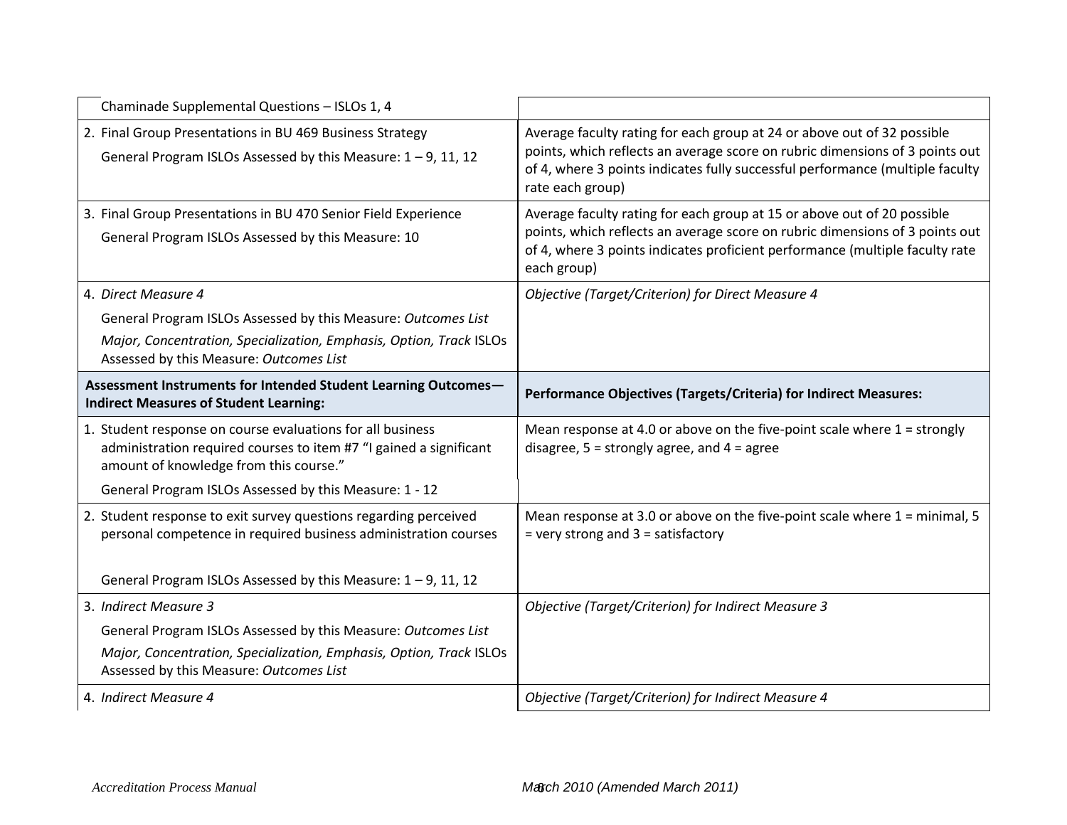| | |
|---|---|
| Chaminade Supplemental Questions – ISLOs 1, 4 | |
| 2. Final Group Presentations in BU 469 Business Strategy<br>General Program ISLOs Assessed by this Measure: 1 – 9, 11, 12 | Average faculty rating for each group at 24 or above out of 32 possible points, which reflects an average score on rubric dimensions of 3 points out of 4, where 3 points indicates fully successful performance (multiple faculty rate each group) |
| 3. Final Group Presentations in BU 470 Senior Field Experience<br>General Program ISLOs Assessed by this Measure: 10 | Average faculty rating for each group at 15 or above out of 20 possible points, which reflects an average score on rubric dimensions of 3 points out of 4, where 3 points indicates proficient performance (multiple faculty rate each group) |
| 4. *Direct Measure 4*<br>General Program ISLOs Assessed by this Measure: *Outcomes List*<br>*Major, Concentration, Specialization, Emphasis, Option, Track* ISLOs Assessed by this Measure: *Outcomes List* | *Objective (Target/Criterion) for Direct Measure 4* |
| **Assessment Instruments for Intended Student Learning Outcomes—Indirect Measures of Student Learning:** | **Performance Objectives (Targets/Criteria) for Indirect Measures:** |
| 1. Student response on course evaluations for all business administration required courses to item #7 "I gained a significant amount of knowledge from this course."<br>General Program ISLOs Assessed by this Measure: 1 - 12 | Mean response at 4.0 or above on the five-point scale where 1 = strongly disagree, 5 = strongly agree, and 4 = agree |
| 2. Student response to exit survey questions regarding perceived personal competence in required business administration courses<br>General Program ISLOs Assessed by this Measure: 1 – 9, 11, 12 | Mean response at 3.0 or above on the five-point scale where 1 = minimal, 5 = very strong and 3 = satisfactory |
| 3. *Indirect Measure 3*<br>General Program ISLOs Assessed by this Measure: *Outcomes List*<br>*Major, Concentration, Specialization, Emphasis, Option, Track* ISLOs Assessed by this Measure: *Outcomes List* | *Objective (Target/Criterion) for Indirect Measure 3* |
| 4. *Indirect Measure 4* | *Objective (Target/Criterion) for Indirect Measure 4* |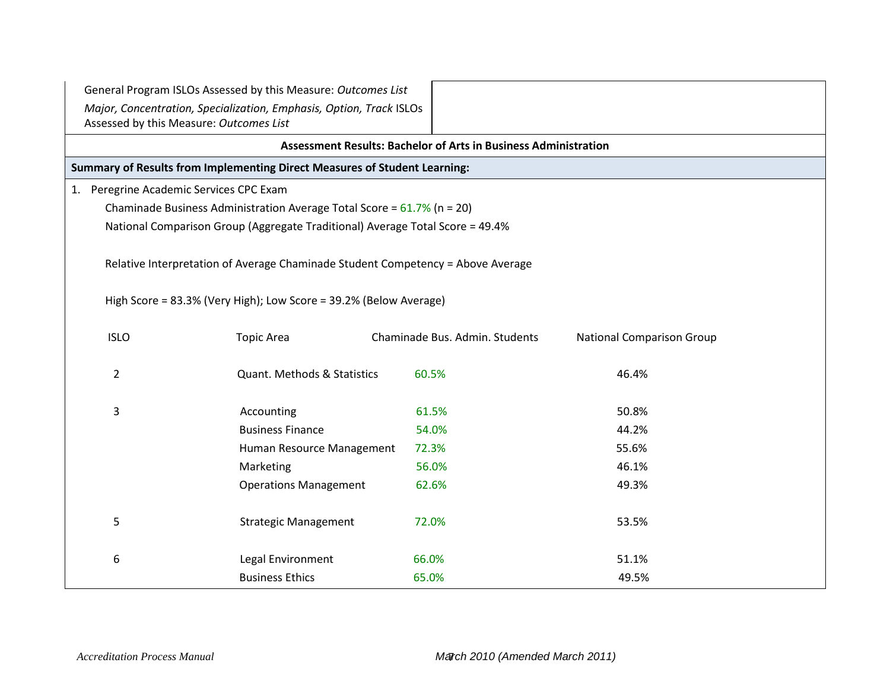| General Program ISLOs Assessed by this Measure: *Outcomes List* *Major, Concentration, Specialization, Emphasis, Option, Track* ISLOs Assessed by this Measure: *Outcomes List* | |
|---|---|

**Assessment Results: Bachelor of Arts in Business Administration**

**Summary of Results from Implementing Direct Measures of Student Learning:**

1. Peregrine Academic Services CPC Exam

   Chaminade Business Administration Average Total Score = 61.7% (n = 20)

   National Comparison Group (Aggregate Traditional) Average Total Score = 49.4%

   Relative Interpretation of Average Chaminade Student Competency = Above Average

   High Score = 83.3% (Very High); Low Score = 39.2% (Below Average)

| ISLO | Topic Area | Chaminade Bus. Admin. Students | National Comparison Group |
|---|---|---|---|
| 2 | Quant. Methods & Statistics | 60.5% | 46.4% |
| 3 | Accounting | 61.5% | 50.8% |
| | Business Finance | 54.0% | 44.2% |
| | Human Resource Management | 72.3% | 55.6% |
| | Marketing | 56.0% | 46.1% |
| | Operations Management | 62.6% | 49.3% |
| 5 | Strategic Management | 72.0% | 53.5% |
| 6 | Legal Environment | 66.0% | 51.1% |
| | Business Ethics | 65.0% | 49.5% |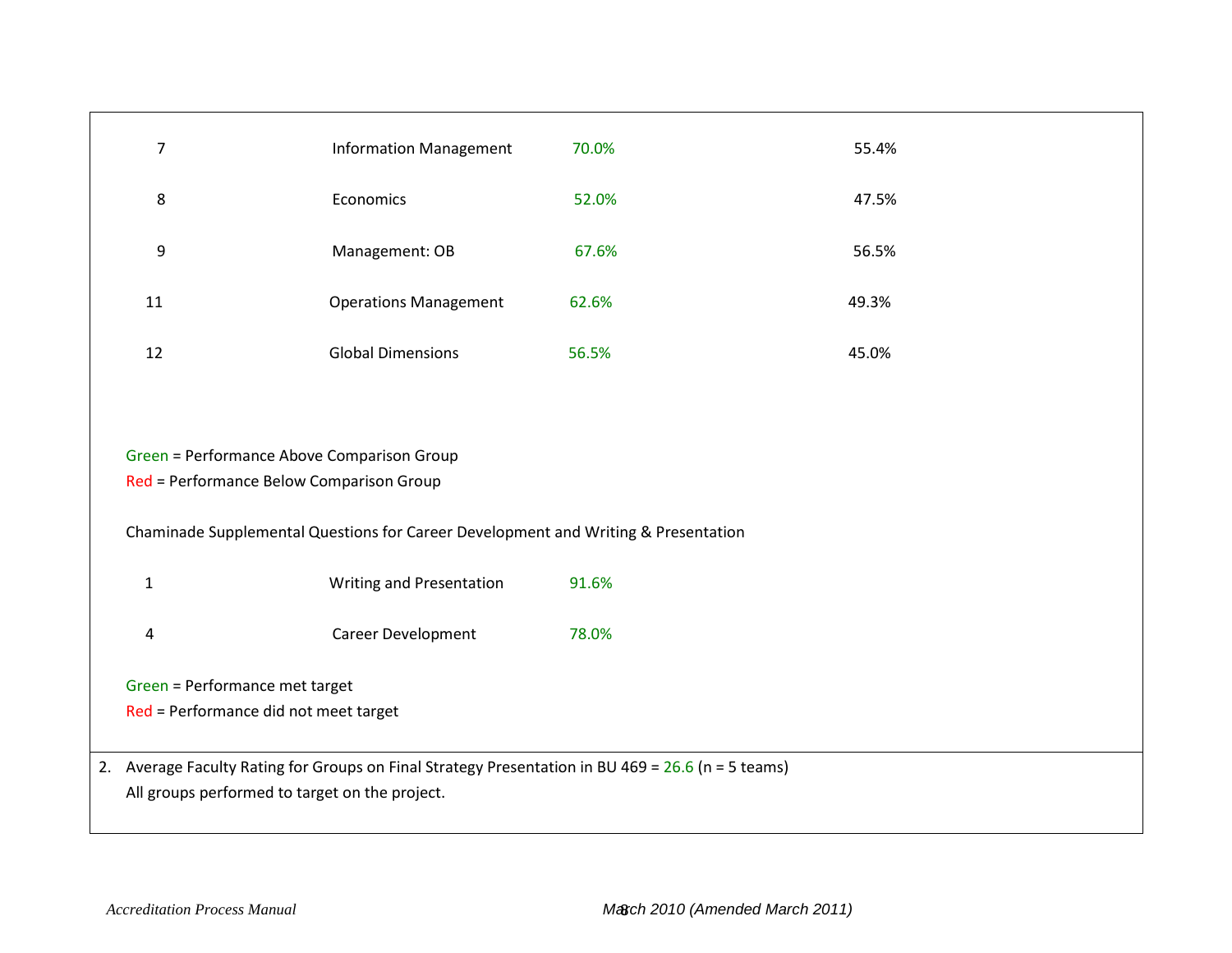| | | | |
|---|---|---|---|
| 7 | Information Management | 70.0% | 55.4% |
| 8 | Economics | 52.0% | 47.5% |
| 9 | Management: OB | 67.6% | 56.5% |
| 11 | Operations Management | 62.6% | 49.3% |
| 12 | Global Dimensions | 56.5% | 45.0% |

Green = Performance Above Comparison Group
Red = Performance Below Comparison Group

Chaminade Supplemental Questions for Career Development and Writing & Presentation

| | | |
|---|---|---|
| 1 | Writing and Presentation | 91.6% |
| 4 | Career Development | 78.0% |

Green = Performance met target
Red = Performance did not meet target

2. Average Faculty Rating for Groups on Final Strategy Presentation in BU 469 = 26.6 (n = 5 teams)
   All groups performed to target on the project.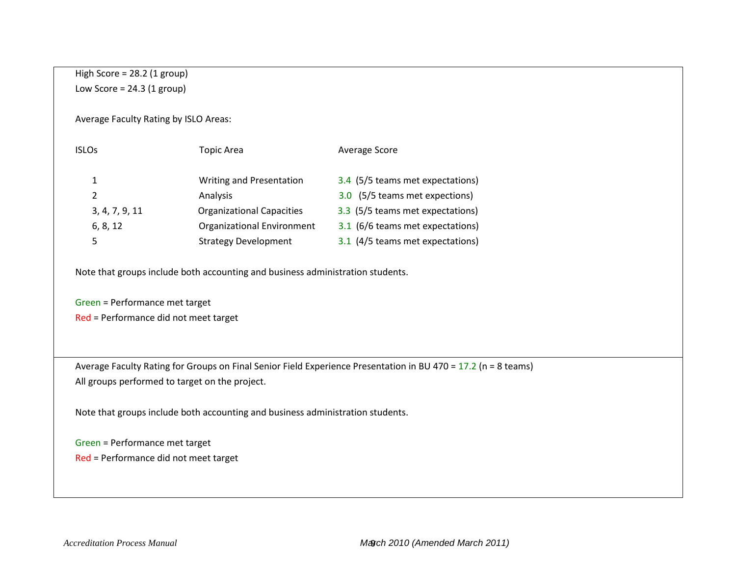High Score = 28.2 (1 group)

Low Score = 24.3 (1 group)

Average Faculty Rating by ISLO Areas:

| ISLOs | Topic Area | Average Score |
|---|---|---|
| 1 | Writing and Presentation | 3.4 (5/5 teams met expectations) |
| 2 | Analysis | 3.0 (5/5 teams met expections) |
| 3, 4, 7, 9, 11 | Organizational Capacities | 3.3 (5/5 teams met expectations) |
| 6, 8, 12 | Organizational Environment | 3.1 (6/6 teams met expectations) |
| 5 | Strategy Development | 3.1 (4/5 teams met expectations) |

Note that groups include both accounting and business administration students.

Green = Performance met target

Red = Performance did not meet target

---

Average Faculty Rating for Groups on Final Senior Field Experience Presentation in BU 470 = 17.2 (n = 8 teams)

All groups performed to target on the project.

Note that groups include both accounting and business administration students.

Green = Performance met target

Red = Performance did not meet target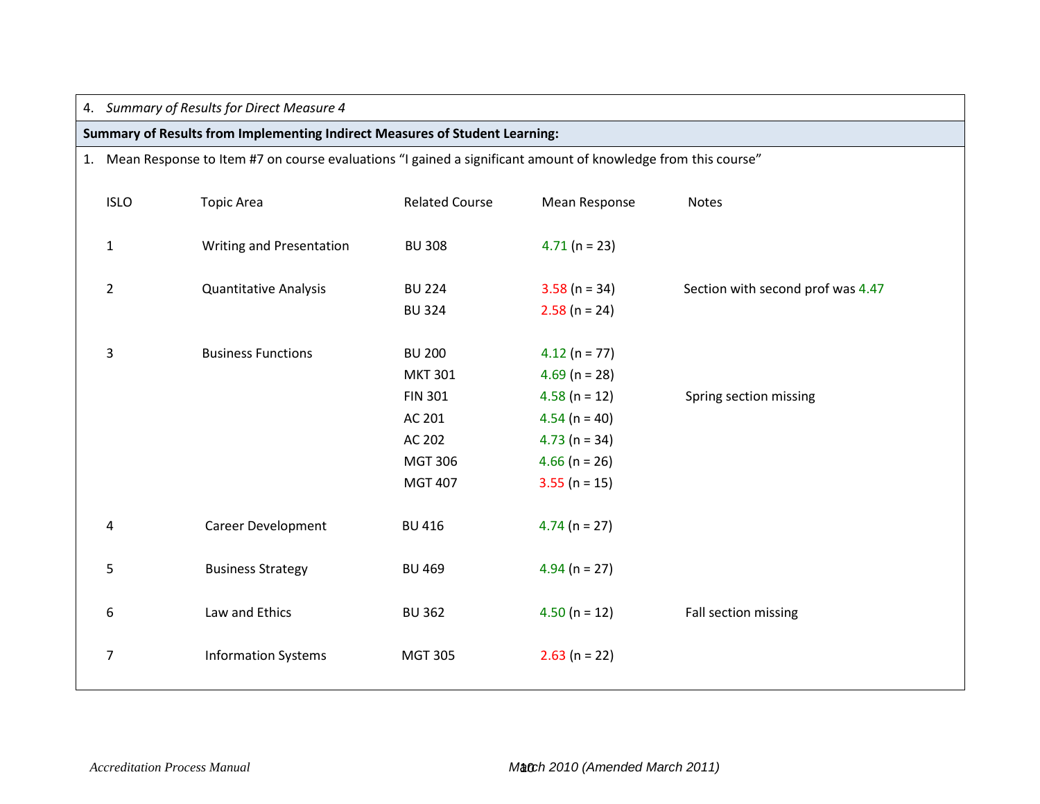4. *Summary of Results for Direct Measure 4*

**Summary of Results from Implementing Indirect Measures of Student Learning:**

1. Mean Response to Item #7 on course evaluations "I gained a significant amount of knowledge from this course"

| ISLO | Topic Area | Related Course | Mean Response | Notes |
|---|---|---|---|---|
| 1 | Writing and Presentation | BU 308 | 4.71 (n = 23) | |
| 2 | Quantitative Analysis | BU 224 | 3.58 (n = 34) | Section with second prof was 4.47 |
| | | BU 324 | 2.58 (n = 24) | |
| 3 | Business Functions | BU 200 | 4.12 (n = 77) | |
| | | MKT 301 | 4.69 (n = 28) | |
| | | FIN 301 | 4.58 (n = 12) | Spring section missing |
| | | AC 201 | 4.54 (n = 40) | |
| | | AC 202 | 4.73 (n = 34) | |
| | | MGT 306 | 4.66 (n = 26) | |
| | | MGT 407 | 3.55 (n = 15) | |
| 4 | Career Development | BU 416 | 4.74 (n = 27) | |
| 5 | Business Strategy | BU 469 | 4.94 (n = 27) | |
| 6 | Law and Ethics | BU 362 | 4.50 (n = 12) | Fall section missing |
| 7 | Information Systems | MGT 305 | 2.63 (n = 22) | |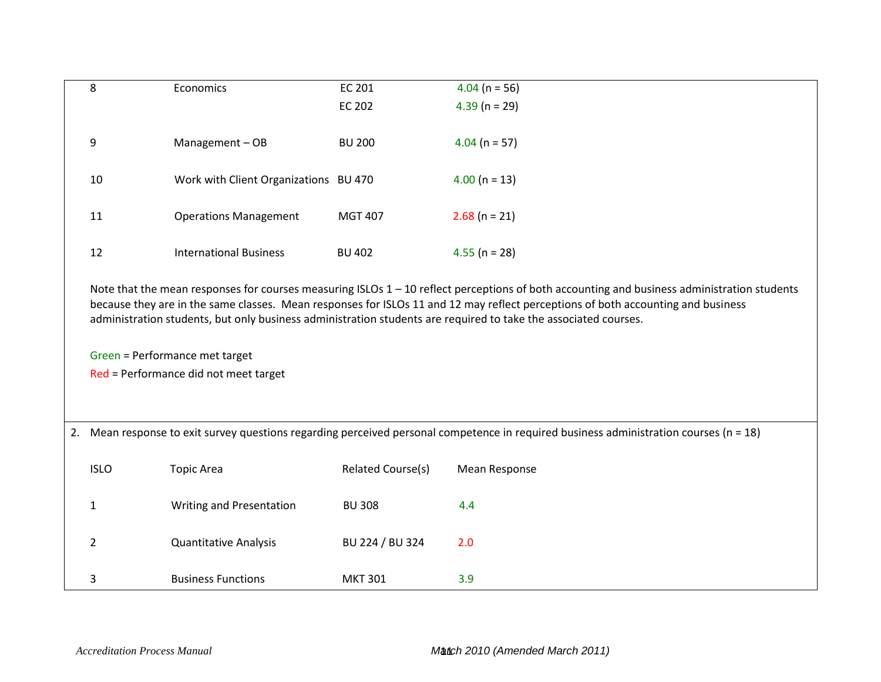| | | | |
|---|---|---|---|
| 8 | Economics | EC 201 | 4.04 (n = 56) |
| | | EC 202 | 4.39 (n = 29) |
| 9 | Management – OB | BU 200 | 4.04 (n = 57) |
| 10 | Work with Client Organizations | BU 470 | 4.00 (n = 13) |
| 11 | Operations Management | MGT 407 | 2.68 (n = 21) |
| 12 | International Business | BU 402 | 4.55 (n = 28) |

Note that the mean responses for courses measuring ISLOs 1 – 10 reflect perceptions of both accounting and business administration students because they are in the same classes. Mean responses for ISLOs 11 and 12 may reflect perceptions of both accounting and business administration students, but only business administration students are required to take the associated courses.

Green = Performance met target

Red = Performance did not meet target

2. Mean response to exit survey questions regarding perceived personal competence in required business administration courses (n = 18)

| ISLO | Topic Area | Related Course(s) | Mean Response |
|---|---|---|---|
| 1 | Writing and Presentation | BU 308 | 4.4 |
| 2 | Quantitative Analysis | BU 224 / BU 324 | 2.0 |
| 3 | Business Functions | MKT 301 | 3.9 |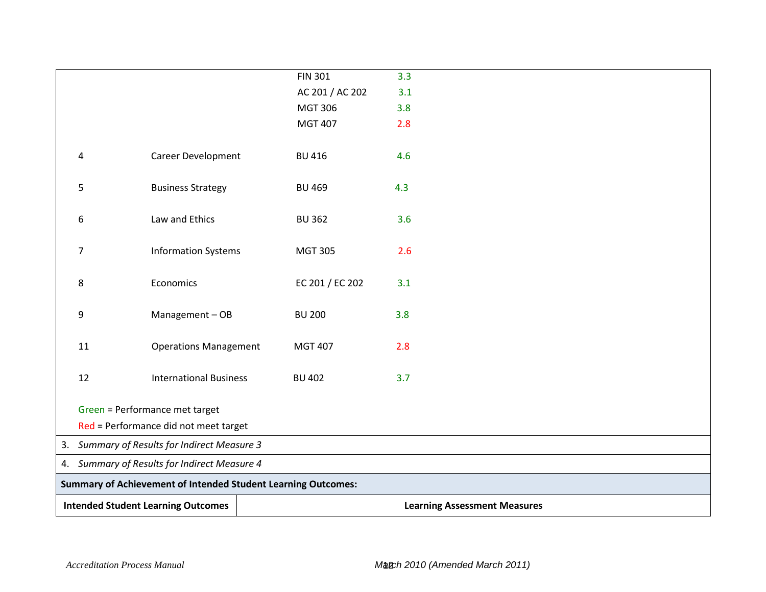| | | | |
|---|---|---|---|
| | | FIN 301 | 3.3 |
| | | AC 201 / AC 202 | 3.1 |
| | | MGT 306 | 3.8 |
| | | MGT 407 | 2.8 |
| 4 | Career Development | BU 416 | 4.6 |
| 5 | Business Strategy | BU 469 | 4.3 |
| 6 | Law and Ethics | BU 362 | 3.6 |
| 7 | Information Systems | MGT 305 | 2.6 |
| 8 | Economics | EC 201 / EC 202 | 3.1 |
| 9 | Management – OB | BU 200 | 3.8 |
| 11 | Operations Management | MGT 407 | 2.8 |
| 12 | International Business | BU 402 | 3.7 |

Green = Performance met target

Red = Performance did not meet target

3. *Summary of Results for Indirect Measure 3*

4. *Summary of Results for Indirect Measure 4*

**Summary of Achievement of Intended Student Learning Outcomes:**

| Intended Student Learning Outcomes | Learning Assessment Measures |
|---|---|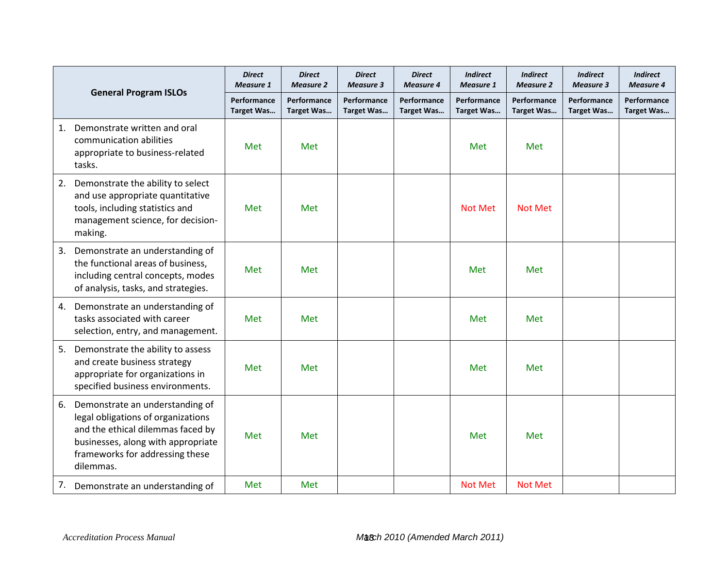| General Program ISLOs | *Direct Measure 1* | *Direct Measure 2* | *Direct Measure 3* | *Direct Measure 4* | *Indirect Measure 1* | *Indirect Measure 2* | *Indirect Measure 3* | *Indirect Measure 4* |
|---|---|---|---|---|---|---|---|---|
| | **Performance Target Was…** | **Performance Target Was…** | **Performance Target Was…** | **Performance Target Was…** | **Performance Target Was…** | **Performance Target Was…** | **Performance Target Was…** | **Performance Target Was…** |
| 1. Demonstrate written and oral communication abilities appropriate to business-related tasks. | Met | Met | | | Met | Met | | |
| 2. Demonstrate the ability to select and use appropriate quantitative tools, including statistics and management science, for decision-making. | Met | Met | | | Not Met | Not Met | | |
| 3. Demonstrate an understanding of the functional areas of business, including central concepts, modes of analysis, tasks, and strategies. | Met | Met | | | Met | Met | | |
| 4. Demonstrate an understanding of tasks associated with career selection, entry, and management. | Met | Met | | | Met | Met | | |
| 5. Demonstrate the ability to assess and create business strategy appropriate for organizations in specified business environments. | Met | Met | | | Met | Met | | |
| 6. Demonstrate an understanding of legal obligations of organizations and the ethical dilemmas faced by businesses, along with appropriate frameworks for addressing these dilemmas. | Met | Met | | | Met | Met | | |
| 7. Demonstrate an understanding of | Met | Met | | | Not Met | Not Met | | |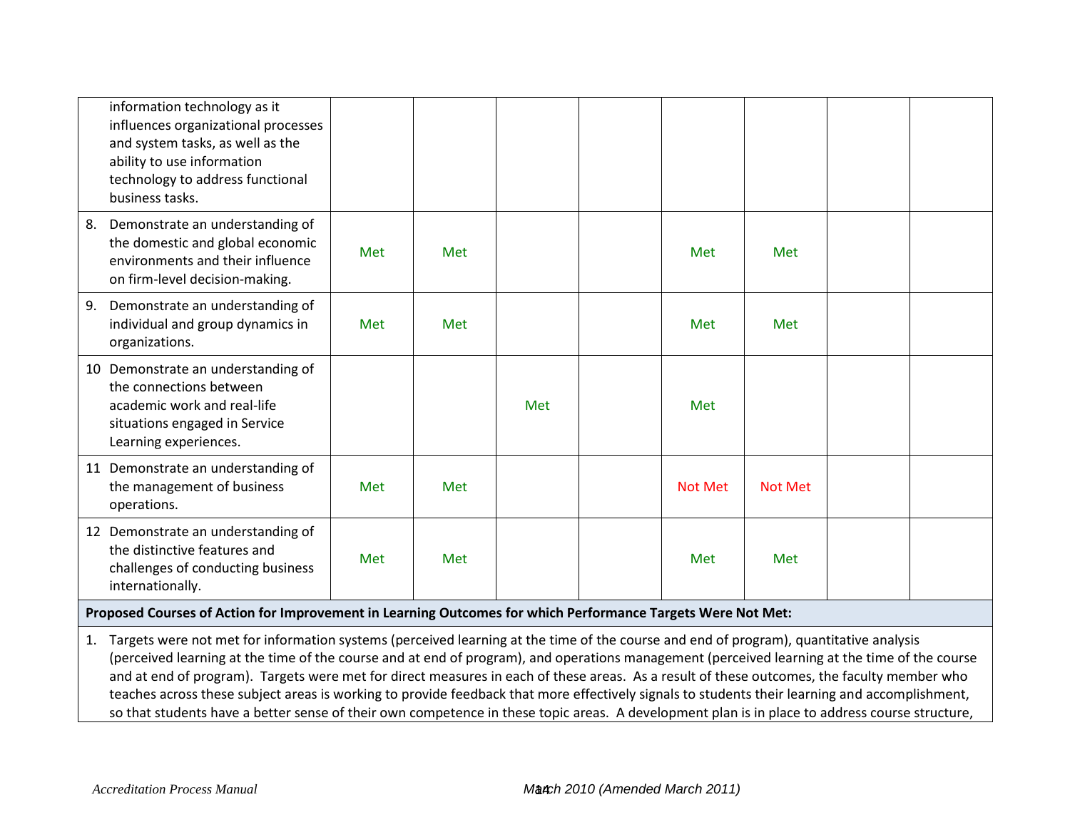| | | | | | | | | |
|---|---|---|---|---|---|---|---|---|
| information technology as it influences organizational processes and system tasks, as well as the ability to use information technology to address functional business tasks. | | | | | | | | |
| 8. Demonstrate an understanding of the domestic and global economic environments and their influence on firm-level decision-making. | Met | Met | | | Met | Met | | |
| 9. Demonstrate an understanding of individual and group dynamics in organizations. | Met | Met | | | Met | Met | | |
| 10 Demonstrate an understanding of the connections between academic work and real-life situations engaged in Service Learning experiences. | | | Met | | Met | | | |
| 11 Demonstrate an understanding of the management of business operations. | Met | Met | | | Not Met | Not Met | | |
| 12 Demonstrate an understanding of the distinctive features and challenges of conducting business internationally. | Met | Met | | | Met | Met | | |

**Proposed Courses of Action for Improvement in Learning Outcomes for which Performance Targets Were Not Met:**

1. Targets were not met for information systems (perceived learning at the time of the course and end of program), quantitative analysis (perceived learning at the time of the course and at end of program), and operations management (perceived learning at the time of the course and at end of program). Targets were met for direct measures in each of these areas. As a result of these outcomes, the faculty member who teaches across these subject areas is working to provide feedback that more effectively signals to students their learning and accomplishment, so that students have a better sense of their own competence in these topic areas. A development plan is in place to address course structure,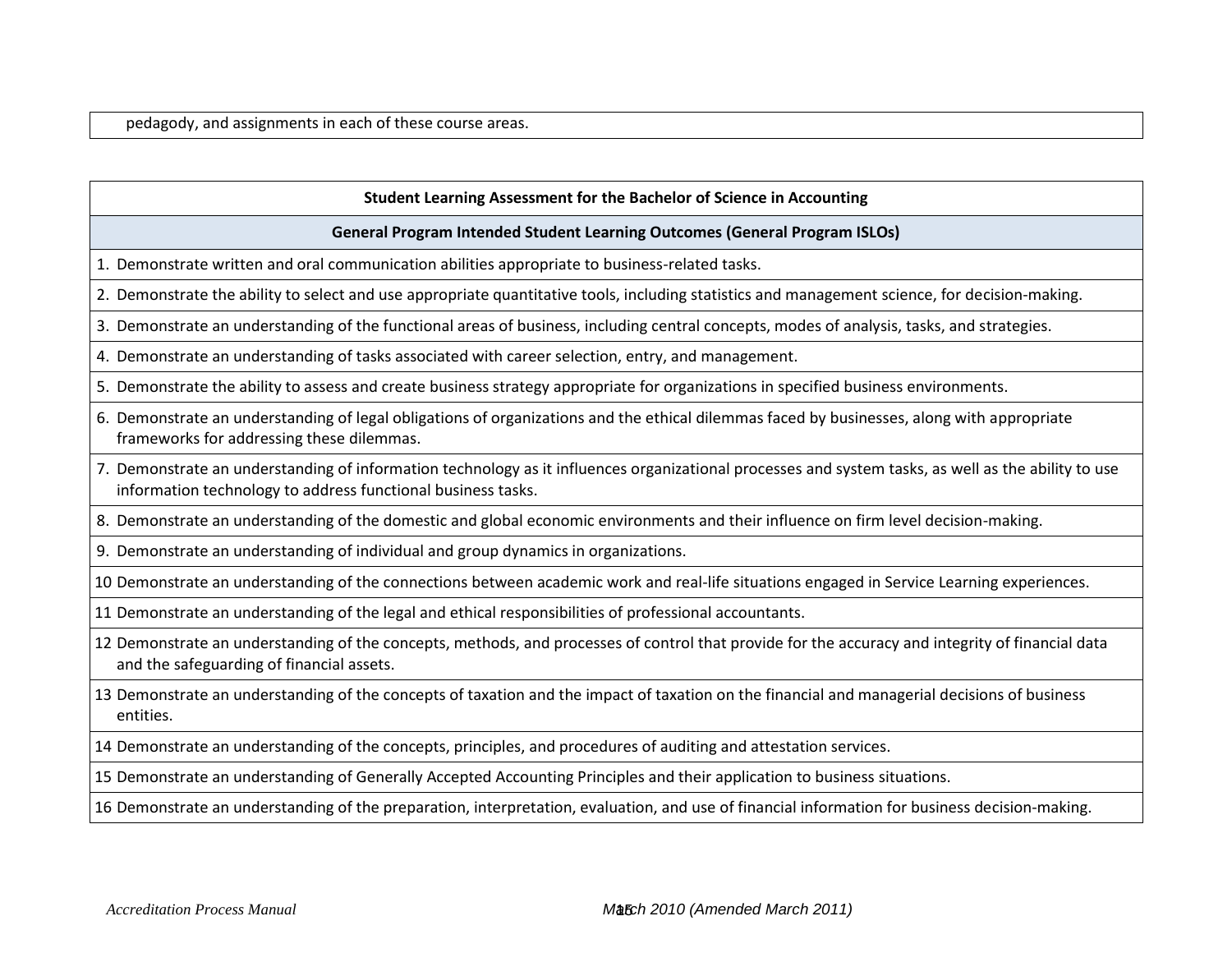pedagody, and assignments in each of these course areas.

| Student Learning Assessment for the Bachelor of Science in Accounting |
|---|
| **General Program Intended Student Learning Outcomes (General Program ISLOs)** |
| 1. Demonstrate written and oral communication abilities appropriate to business-related tasks. |
| 2. Demonstrate the ability to select and use appropriate quantitative tools, including statistics and management science, for decision-making. |
| 3. Demonstrate an understanding of the functional areas of business, including central concepts, modes of analysis, tasks, and strategies. |
| 4. Demonstrate an understanding of tasks associated with career selection, entry, and management. |
| 5. Demonstrate the ability to assess and create business strategy appropriate for organizations in specified business environments. |
| 6. Demonstrate an understanding of legal obligations of organizations and the ethical dilemmas faced by businesses, along with appropriate frameworks for addressing these dilemmas. |
| 7. Demonstrate an understanding of information technology as it influences organizational processes and system tasks, as well as the ability to use information technology to address functional business tasks. |
| 8. Demonstrate an understanding of the domestic and global economic environments and their influence on firm level decision-making. |
| 9. Demonstrate an understanding of individual and group dynamics in organizations. |
| 10 Demonstrate an understanding of the connections between academic work and real-life situations engaged in Service Learning experiences. |
| 11 Demonstrate an understanding of the legal and ethical responsibilities of professional accountants. |
| 12 Demonstrate an understanding of the concepts, methods, and processes of control that provide for the accuracy and integrity of financial data and the safeguarding of financial assets. |
| 13 Demonstrate an understanding of the concepts of taxation and the impact of taxation on the financial and managerial decisions of business entities. |
| 14 Demonstrate an understanding of the concepts, principles, and procedures of auditing and attestation services. |
| 15 Demonstrate an understanding of Generally Accepted Accounting Principles and their application to business situations. |
| 16 Demonstrate an understanding of the preparation, interpretation, evaluation, and use of financial information for business decision-making. |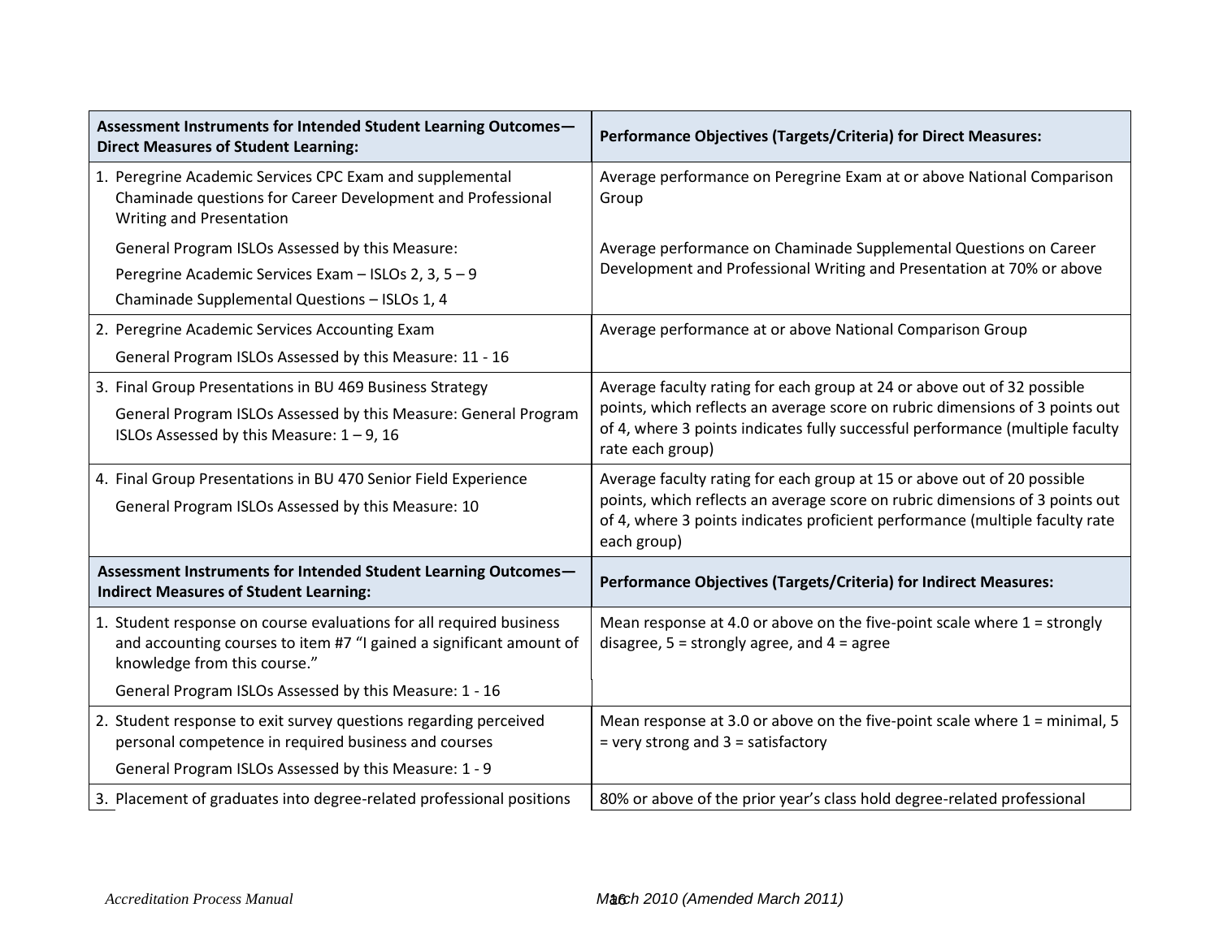| Assessment Instruments for Intended Student Learning Outcomes—Direct Measures of Student Learning: | Performance Objectives (Targets/Criteria) for Direct Measures: |
|---|---|
| 1. Peregrine Academic Services CPC Exam and supplemental Chaminade questions for Career Development and Professional Writing and Presentation<br><br>General Program ISLOs Assessed by this Measure:<br>Peregrine Academic Services Exam – ISLOs 2, 3, 5 – 9<br>Chaminade Supplemental Questions – ISLOs 1, 4 | Average performance on Peregrine Exam at or above National Comparison Group<br><br>Average performance on Chaminade Supplemental Questions on Career Development and Professional Writing and Presentation at 70% or above |
| 2. Peregrine Academic Services Accounting Exam<br>General Program ISLOs Assessed by this Measure: 11 - 16 | Average performance at or above National Comparison Group |
| 3. Final Group Presentations in BU 469 Business Strategy<br>General Program ISLOs Assessed by this Measure: General Program ISLOs Assessed by this Measure: 1 – 9, 16 | Average faculty rating for each group at 24 or above out of 32 possible points, which reflects an average score on rubric dimensions of 3 points out of 4, where 3 points indicates fully successful performance (multiple faculty rate each group) |
| 4. Final Group Presentations in BU 470 Senior Field Experience<br>General Program ISLOs Assessed by this Measure: 10 | Average faculty rating for each group at 15 or above out of 20 possible points, which reflects an average score on rubric dimensions of 3 points out of 4, where 3 points indicates proficient performance (multiple faculty rate each group) |
| **Assessment Instruments for Intended Student Learning Outcomes—Indirect Measures of Student Learning:** | **Performance Objectives (Targets/Criteria) for Indirect Measures:** |
| 1. Student response on course evaluations for all required business and accounting courses to item #7 "I gained a significant amount of knowledge from this course."<br>General Program ISLOs Assessed by this Measure: 1 - 16 | Mean response at 4.0 or above on the five-point scale where 1 = strongly disagree, 5 = strongly agree, and 4 = agree |
| 2. Student response to exit survey questions regarding perceived personal competence in required business and courses<br>General Program ISLOs Assessed by this Measure: 1 - 9 | Mean response at 3.0 or above on the five-point scale where 1 = minimal, 5 = very strong and 3 = satisfactory |
| 3. Placement of graduates into degree-related professional positions | 80% or above of the prior year's class hold degree-related professional |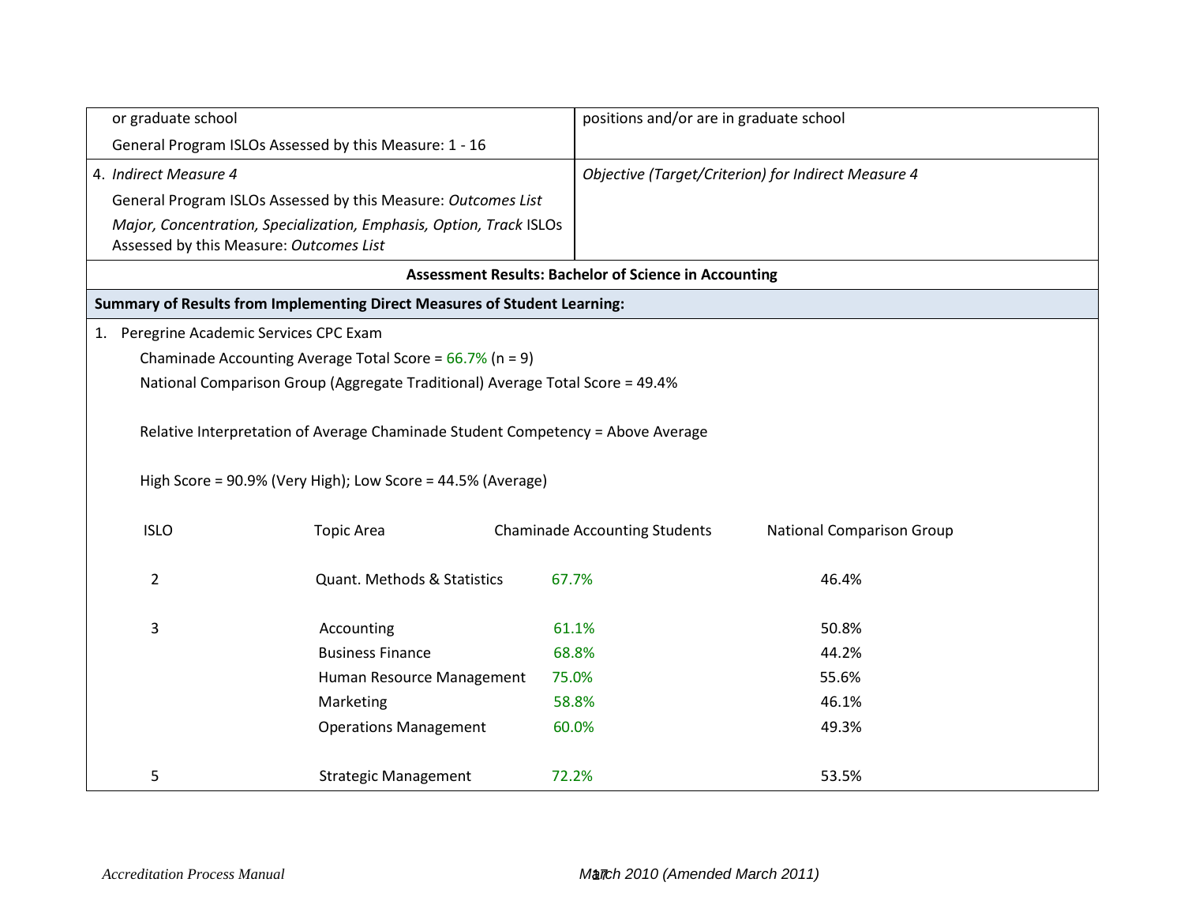| | |
|---|---|
| or graduate school<br>General Program ISLOs Assessed by this Measure: 1 - 16 | positions and/or are in graduate school |
| 4. *Indirect Measure 4*<br>General Program ISLOs Assessed by this Measure: *Outcomes List*<br>*Major, Concentration, Specialization, Emphasis, Option, Track* ISLOs Assessed by this Measure: *Outcomes List* | *Objective (Target/Criterion) for Indirect Measure 4* |

**Assessment Results: Bachelor of Science in Accounting**

**Summary of Results from Implementing Direct Measures of Student Learning:**

1. Peregrine Academic Services CPC Exam

   Chaminade Accounting Average Total Score = 66.7% (n = 9)

   National Comparison Group (Aggregate Traditional) Average Total Score = 49.4%

   Relative Interpretation of Average Chaminade Student Competency = Above Average

   High Score = 90.9% (Very High); Low Score = 44.5% (Average)

| ISLO | Topic Area | Chaminade Accounting Students | National Comparison Group |
|---|---|---|---|
| 2 | Quant. Methods & Statistics | 67.7% | 46.4% |
| 3 | Accounting | 61.1% | 50.8% |
| | Business Finance | 68.8% | 44.2% |
| | Human Resource Management | 75.0% | 55.6% |
| | Marketing | 58.8% | 46.1% |
| | Operations Management | 60.0% | 49.3% |
| 5 | Strategic Management | 72.2% | 53.5% |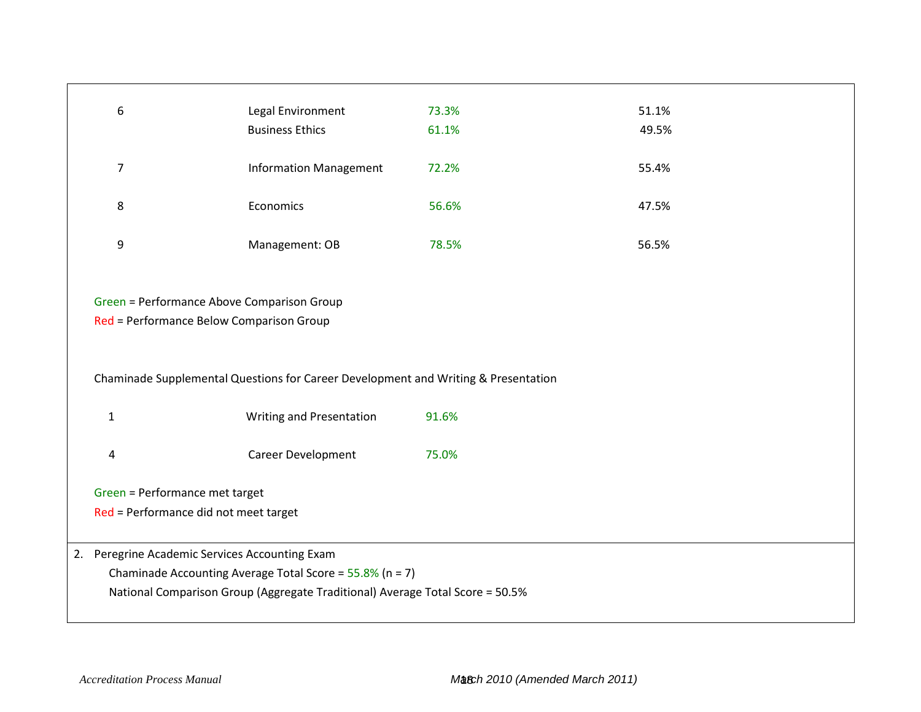| | | | |
|---|---|---|---|
| 6 | Legal Environment | 73.3% | 51.1% |
| | Business Ethics | 61.1% | 49.5% |
| 7 | Information Management | 72.2% | 55.4% |
| 8 | Economics | 56.6% | 47.5% |
| 9 | Management: OB | 78.5% | 56.5% |

Green = Performance Above Comparison Group
Red = Performance Below Comparison Group

Chaminade Supplemental Questions for Career Development and Writing & Presentation

| | | |
|---|---|---|
| 1 | Writing and Presentation | 91.6% |
| 4 | Career Development | 75.0% |

Green = Performance met target
Red = Performance did not meet target

2. Peregrine Academic Services Accounting Exam
   Chaminade Accounting Average Total Score = 55.8% (n = 7)
   National Comparison Group (Aggregate Traditional) Average Total Score = 50.5%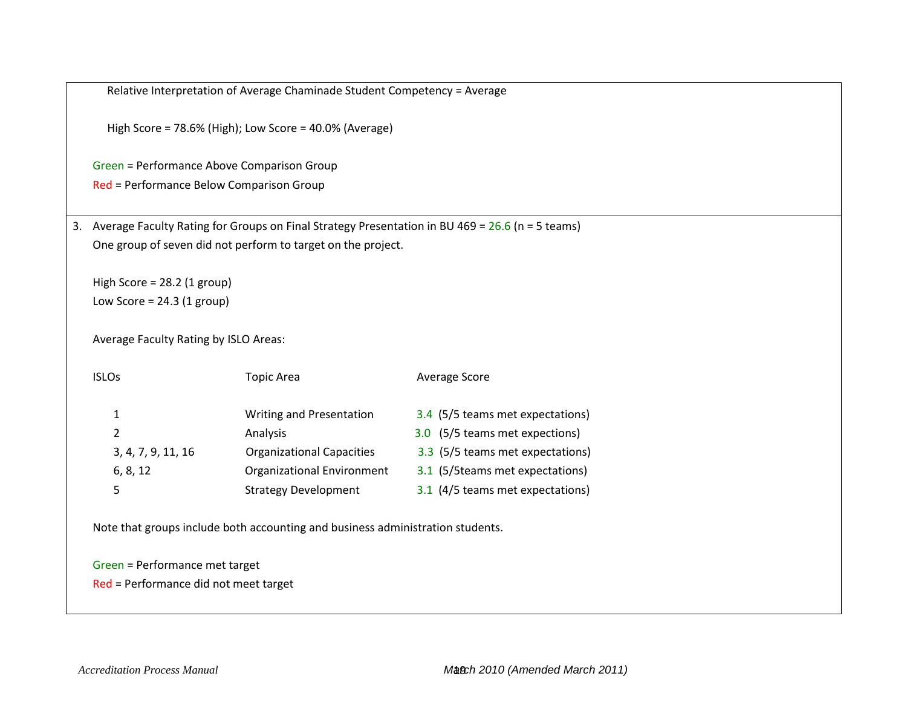Relative Interpretation of Average Chaminade Student Competency = Average

High Score = 78.6% (High); Low Score = 40.0% (Average)

Green = Performance Above Comparison Group
Red = Performance Below Comparison Group

3. Average Faculty Rating for Groups on Final Strategy Presentation in BU 469 = 26.6 (n = 5 teams)
   One group of seven did not perform to target on the project.

   High Score = 28.2 (1 group)
   Low Score = 24.3 (1 group)

   Average Faculty Rating by ISLO Areas:

| ISLOs | Topic Area | Average Score |
|---|---|---|
| 1 | Writing and Presentation | 3.4 (5/5 teams met expectations) |
| 2 | Analysis | 3.0 (5/5 teams met expections) |
| 3, 4, 7, 9, 11, 16 | Organizational Capacities | 3.3 (5/5 teams met expectations) |
| 6, 8, 12 | Organizational Environment | 3.1 (5/5teams met expectations) |
| 5 | Strategy Development | 3.1 (4/5 teams met expectations) |

   Note that groups include both accounting and business administration students.

   Green = Performance met target
   Red = Performance did not meet target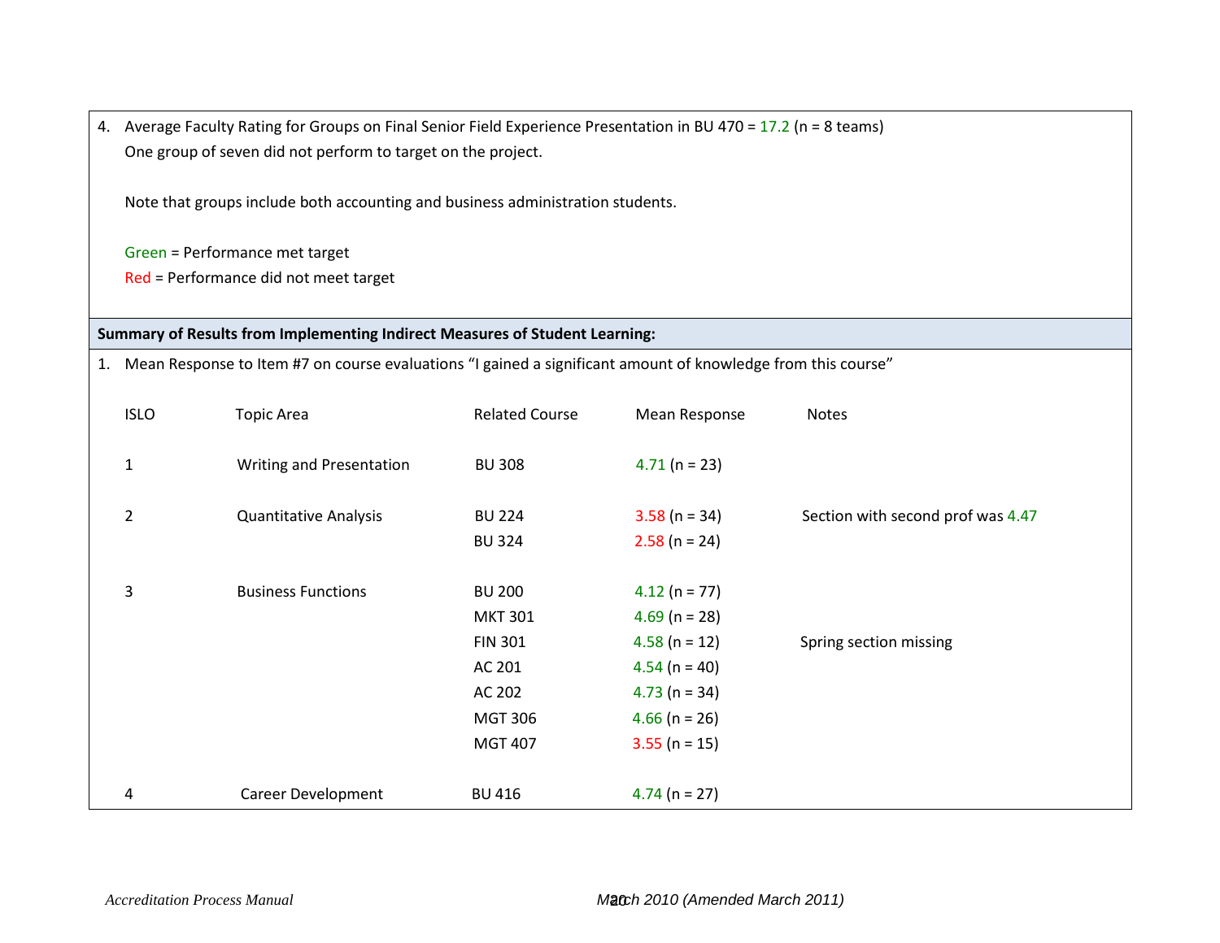4. Average Faculty Rating for Groups on Final Senior Field Experience Presentation in BU 470 = 17.2 (n = 8 teams)
   One group of seven did not perform to target on the project.

   Note that groups include both accounting and business administration students.

   Green = Performance met target
   Red = Performance did not meet target

**Summary of Results from Implementing Indirect Measures of Student Learning:**

1. Mean Response to Item #7 on course evaluations "I gained a significant amount of knowledge from this course"

| ISLO | Topic Area | Related Course | Mean Response | Notes |
|---|---|---|---|---|
| 1 | Writing and Presentation | BU 308 | 4.71 (n = 23) | |
| 2 | Quantitative Analysis | BU 224 | 3.58 (n = 34) | Section with second prof was 4.47 |
| | | BU 324 | 2.58 (n = 24) | |
| 3 | Business Functions | BU 200 | 4.12 (n = 77) | |
| | | MKT 301 | 4.69 (n = 28) | |
| | | FIN 301 | 4.58 (n = 12) | Spring section missing |
| | | AC 201 | 4.54 (n = 40) | |
| | | AC 202 | 4.73 (n = 34) | |
| | | MGT 306 | 4.66 (n = 26) | |
| | | MGT 407 | 3.55 (n = 15) | |
| 4 | Career Development | BU 416 | 4.74 (n = 27) | |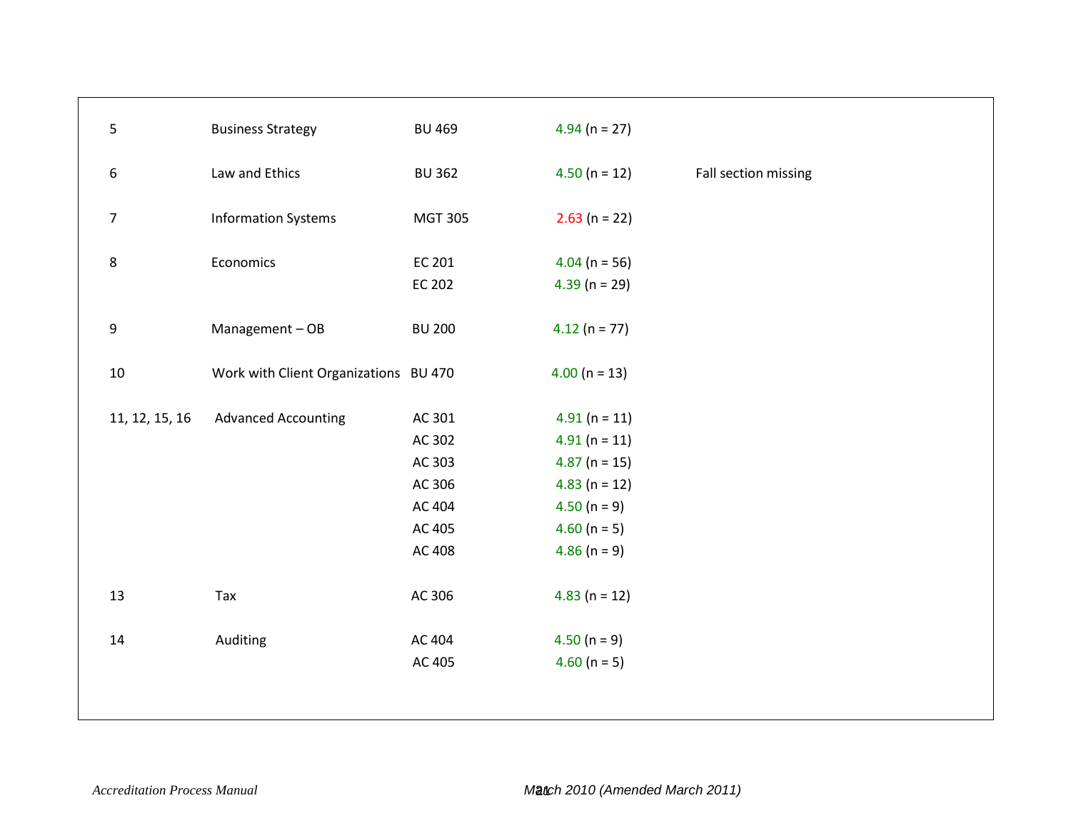| | | | | |
|---|---|---|---|---|
| 5 | Business Strategy | BU 469 | 4.94 (n = 27) | |
| 6 | Law and Ethics | BU 362 | 4.50 (n = 12) | Fall section missing |
| 7 | Information Systems | MGT 305 | 2.63 (n = 22) | |
| 8 | Economics | EC 201 | 4.04 (n = 56) | |
| | | EC 202 | 4.39 (n = 29) | |
| 9 | Management – OB | BU 200 | 4.12 (n = 77) | |
| 10 | Work with Client Organizations | BU 470 | 4.00 (n = 13) | |
| 11, 12, 15, 16 | Advanced Accounting | AC 301 | 4.91 (n = 11) | |
| | | AC 302 | 4.91 (n = 11) | |
| | | AC 303 | 4.87 (n = 15) | |
| | | AC 306 | 4.83 (n = 12) | |
| | | AC 404 | 4.50 (n = 9) | |
| | | AC 405 | 4.60 (n = 5) | |
| | | AC 408 | 4.86 (n = 9) | |
| 13 | Tax | AC 306 | 4.83 (n = 12) | |
| 14 | Auditing | AC 404 | 4.50 (n = 9) | |
| | | AC 405 | 4.60 (n = 5) | |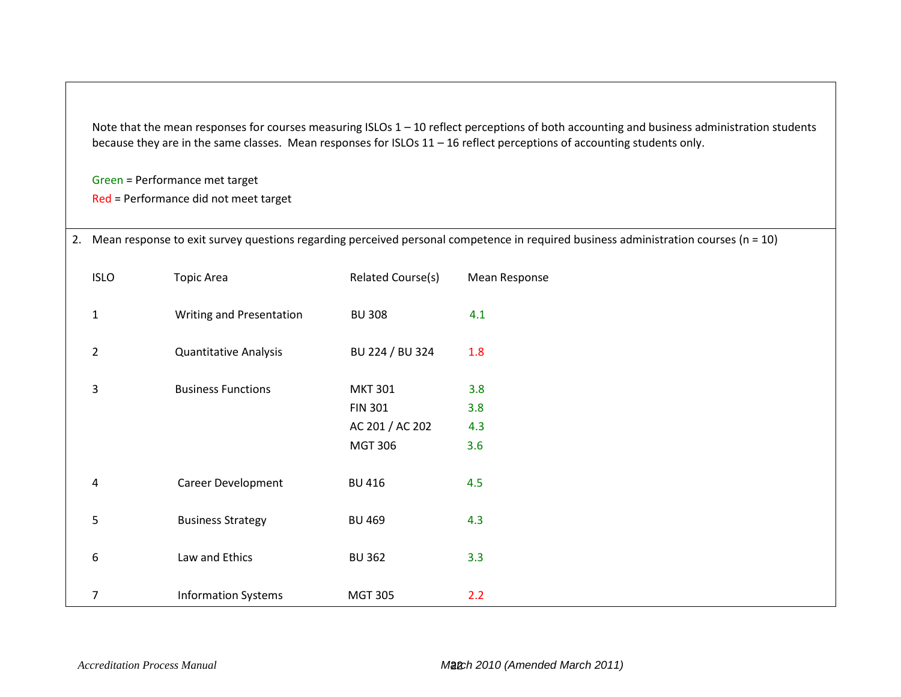Note that the mean responses for courses measuring ISLOs 1 – 10 reflect perceptions of both accounting and business administration students because they are in the same classes. Mean responses for ISLOs 11 – 16 reflect perceptions of accounting students only.

Green = Performance met target
Red = Performance did not meet target

2. Mean response to exit survey questions regarding perceived personal competence in required business administration courses (n = 10)

| ISLO | Topic Area | Related Course(s) | Mean Response |
|---|---|---|---|
| 1 | Writing and Presentation | BU 308 | 4.1 |
| 2 | Quantitative Analysis | BU 224 / BU 324 | 1.8 |
| 3 | Business Functions | MKT 301 | 3.8 |
| | | FIN 301 | 3.8 |
| | | AC 201 / AC 202 | 4.3 |
| | | MGT 306 | 3.6 |
| 4 | Career Development | BU 416 | 4.5 |
| 5 | Business Strategy | BU 469 | 4.3 |
| 6 | Law and Ethics | BU 362 | 3.3 |
| 7 | Information Systems | MGT 305 | 2.2 |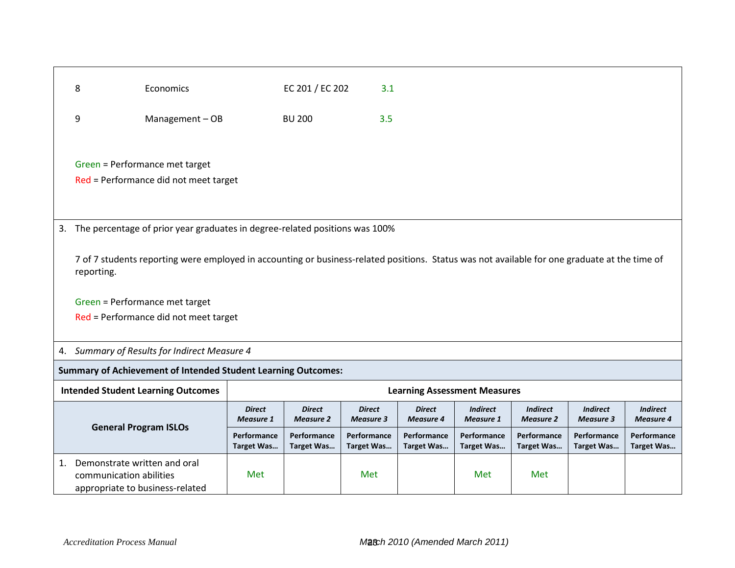| | | | |
|---|---|---|---|
| 8 | Economics | EC 201 / EC 202 | 3.1 |
| 9 | Management – OB | BU 200 | 3.5 |

Green = Performance met target

Red = Performance did not meet target

3. The percentage of prior year graduates in degree-related positions was 100%

7 of 7 students reporting were employed in accounting or business-related positions. Status was not available for one graduate at the time of reporting.

Green = Performance met target

Red = Performance did not meet target

4. *Summary of Results for Indirect Measure 4*

**Summary of Achievement of Intended Student Learning Outcomes:**

| **Intended Student Learning Outcomes** | **Learning Assessment Measures** | | | | | | | |
|---|---|---|---|---|---|---|---|---|
| **General Program ISLOs** | ***Direct Measure 1*** | ***Direct Measure 2*** | ***Direct Measure 3*** | ***Direct Measure 4*** | ***Indirect Measure 1*** | ***Indirect Measure 2*** | ***Indirect Measure 3*** | ***Indirect Measure 4*** |
| | **Performance Target Was…** | **Performance Target Was…** | **Performance Target Was…** | **Performance Target Was…** | **Performance Target Was…** | **Performance Target Was…** | **Performance Target Was…** | **Performance Target Was…** |
| 1. Demonstrate written and oral communication abilities appropriate to business-related | Met | | Met | | Met | Met | | |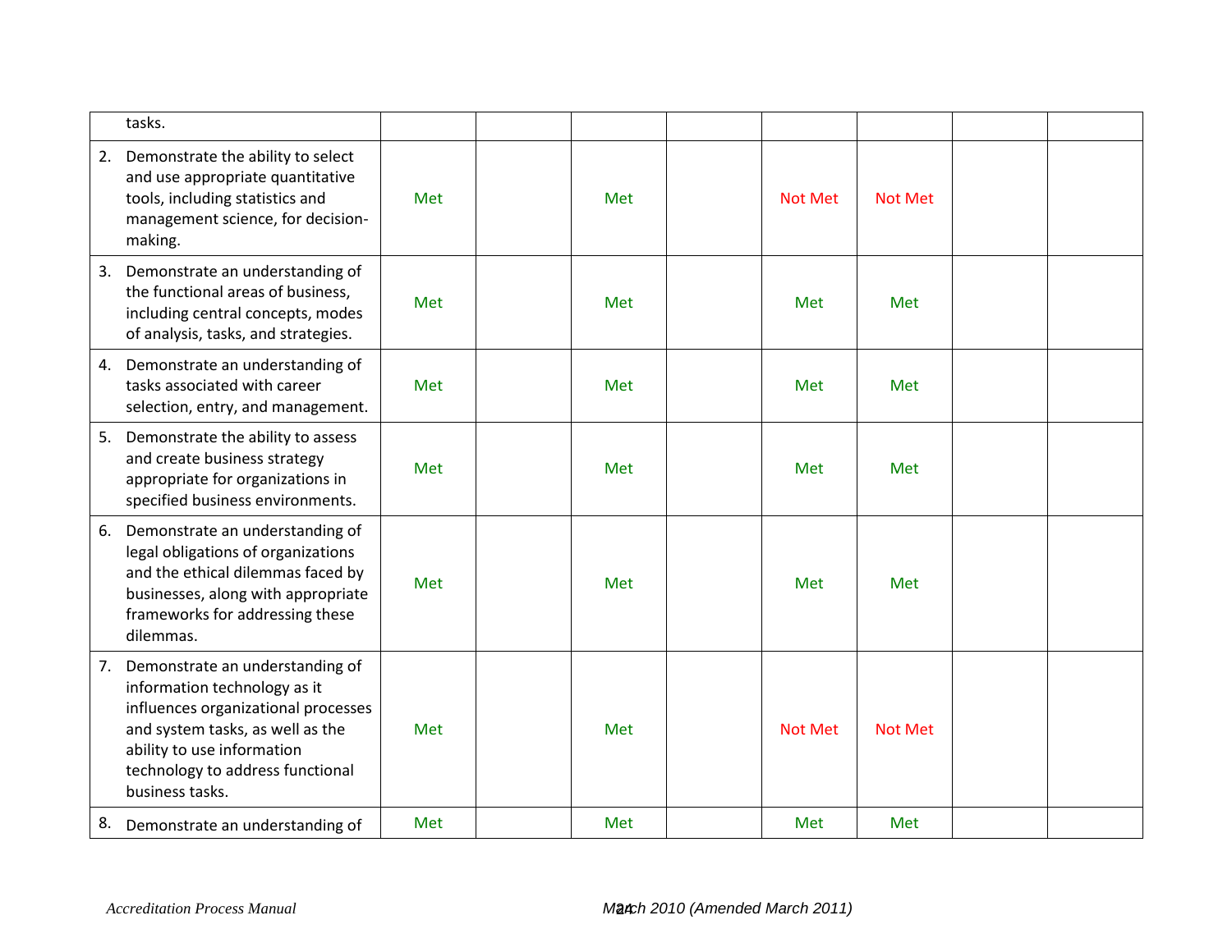| | | | | | | | | |
|---|---|---|---|---|---|---|---|---|
| tasks. | | | | | | | | |
| 2. Demonstrate the ability to select and use appropriate quantitative tools, including statistics and management science, for decision-making. | Met | | Met | | Not Met | Not Met | | |
| 3. Demonstrate an understanding of the functional areas of business, including central concepts, modes of analysis, tasks, and strategies. | Met | | Met | | Met | Met | | |
| 4. Demonstrate an understanding of tasks associated with career selection, entry, and management. | Met | | Met | | Met | Met | | |
| 5. Demonstrate the ability to assess and create business strategy appropriate for organizations in specified business environments. | Met | | Met | | Met | Met | | |
| 6. Demonstrate an understanding of legal obligations of organizations and the ethical dilemmas faced by businesses, along with appropriate frameworks for addressing these dilemmas. | Met | | Met | | Met | Met | | |
| 7. Demonstrate an understanding of information technology as it influences organizational processes and system tasks, as well as the ability to use information technology to address functional business tasks. | Met | | Met | | Not Met | Not Met | | |
| 8. Demonstrate an understanding of | Met | | Met | | Met | Met | | |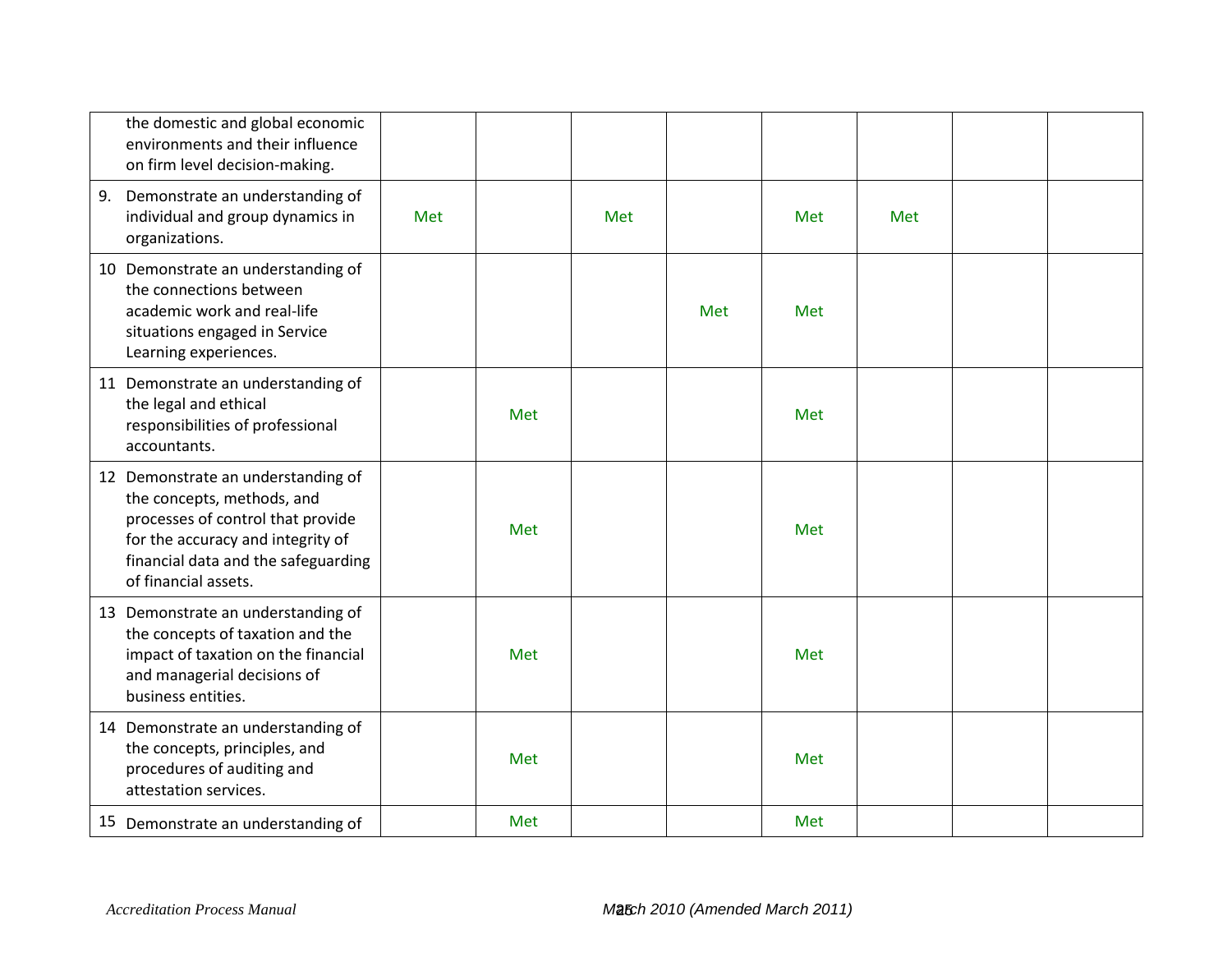| | | | | | | | | |
|---|---|---|---|---|---|---|---|---|
| the domestic and global economic environments and their influence on firm level decision-making. | | | | | | | | |
| 9. Demonstrate an understanding of individual and group dynamics in organizations. | Met | | Met | | Met | Met | | |
| 10 Demonstrate an understanding of the connections between academic work and real-life situations engaged in Service Learning experiences. | | | | Met | Met | | | |
| 11 Demonstrate an understanding of the legal and ethical responsibilities of professional accountants. | | Met | | | Met | | | |
| 12 Demonstrate an understanding of the concepts, methods, and processes of control that provide for the accuracy and integrity of financial data and the safeguarding of financial assets. | | Met | | | Met | | | |
| 13 Demonstrate an understanding of the concepts of taxation and the impact of taxation on the financial and managerial decisions of business entities. | | Met | | | Met | | | |
| 14 Demonstrate an understanding of the concepts, principles, and procedures of auditing and attestation services. | | Met | | | Met | | | |
| 15 Demonstrate an understanding of | | Met | | | Met | | | |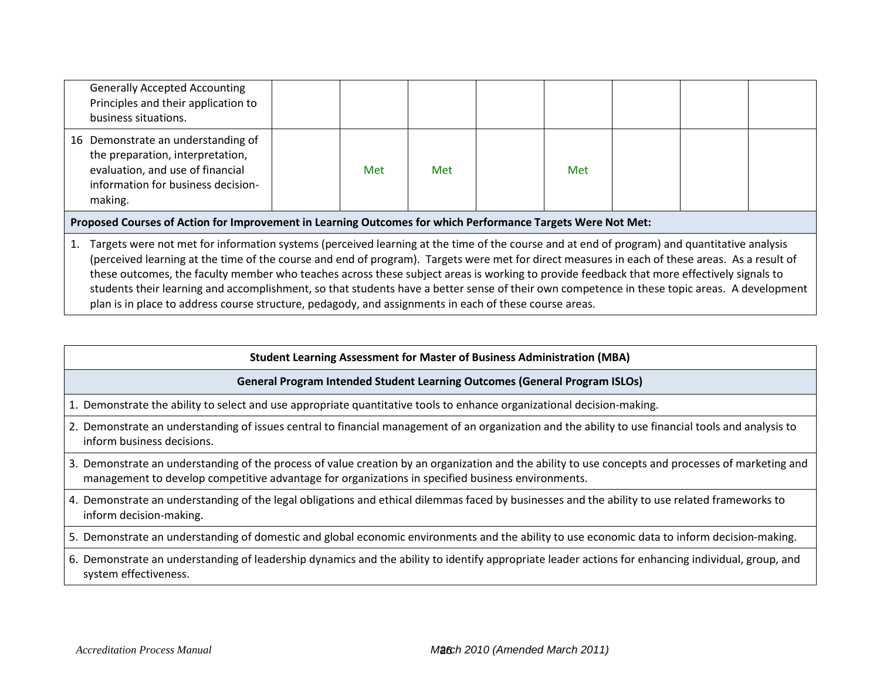| | | | | | | | | |
|---|---|---|---|---|---|---|---|---|
| Generally Accepted Accounting Principles and their application to business situations. | | | | | | | | |
| 16 Demonstrate an understanding of the preparation, interpretation, evaluation, and use of financial information for business decision-making. | | Met | Met | | Met | | | |

**Proposed Courses of Action for Improvement in Learning Outcomes for which Performance Targets Were Not Met:**

1. Targets were not met for information systems (perceived learning at the time of the course and at end of program) and quantitative analysis (perceived learning at the time of the course and end of program). Targets were met for direct measures in each of these areas. As a result of these outcomes, the faculty member who teaches across these subject areas is working to provide feedback that more effectively signals to students their learning and accomplishment, so that students have a better sense of their own competence in these topic areas. A development plan is in place to address course structure, pedagody, and assignments in each of these course areas.

**Student Learning Assessment for Master of Business Administration (MBA)**

**General Program Intended Student Learning Outcomes (General Program ISLOs)**

1. Demonstrate the ability to select and use appropriate quantitative tools to enhance organizational decision-making.
2. Demonstrate an understanding of issues central to financial management of an organization and the ability to use financial tools and analysis to inform business decisions.
3. Demonstrate an understanding of the process of value creation by an organization and the ability to use concepts and processes of marketing and management to develop competitive advantage for organizations in specified business environments.
4. Demonstrate an understanding of the legal obligations and ethical dilemmas faced by businesses and the ability to use related frameworks to inform decision-making.
5. Demonstrate an understanding of domestic and global economic environments and the ability to use economic data to inform decision-making.
6. Demonstrate an understanding of leadership dynamics and the ability to identify appropriate leader actions for enhancing individual, group, and system effectiveness.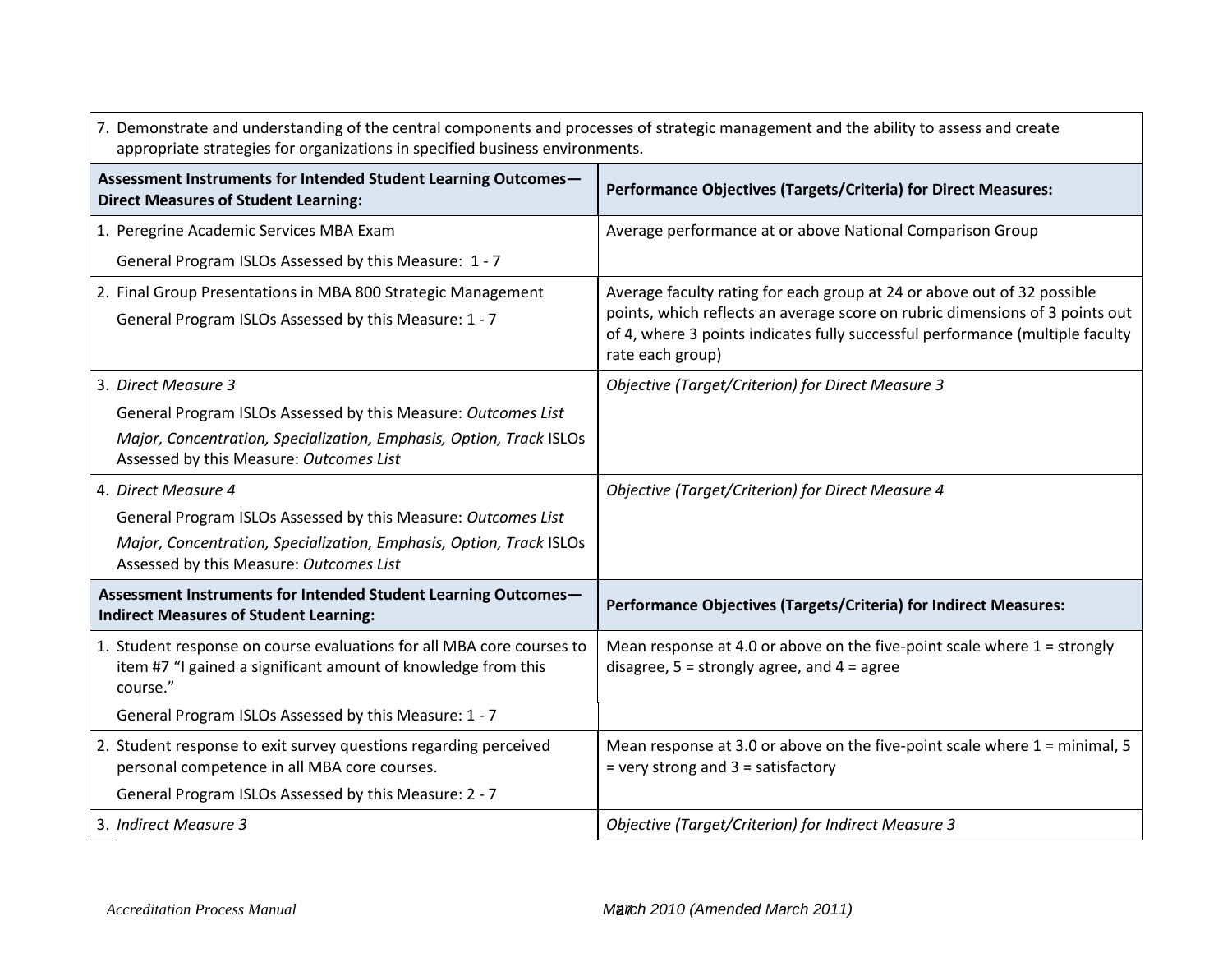| 7. Demonstrate and understanding of the central components and processes of strategic management and the ability to assess and create appropriate strategies for organizations in specified business environments. | |
|---|---|
| **Assessment Instruments for Intended Student Learning Outcomes—Direct Measures of Student Learning:** | **Performance Objectives (Targets/Criteria) for Direct Measures:** |
| 1. Peregrine Academic Services MBA Exam<br>General Program ISLOs Assessed by this Measure: 1 - 7 | Average performance at or above National Comparison Group |
| 2. Final Group Presentations in MBA 800 Strategic Management<br>General Program ISLOs Assessed by this Measure: 1 - 7 | Average faculty rating for each group at 24 or above out of 32 possible points, which reflects an average score on rubric dimensions of 3 points out of 4, where 3 points indicates fully successful performance (multiple faculty rate each group) |
| 3. *Direct Measure 3*<br>General Program ISLOs Assessed by this Measure: *Outcomes List*<br>*Major, Concentration, Specialization, Emphasis, Option, Track* ISLOs Assessed by this Measure: *Outcomes List* | *Objective (Target/Criterion) for Direct Measure 3* |
| 4. *Direct Measure 4*<br>General Program ISLOs Assessed by this Measure: *Outcomes List*<br>*Major, Concentration, Specialization, Emphasis, Option, Track* ISLOs Assessed by this Measure: *Outcomes List* | *Objective (Target/Criterion) for Direct Measure 4* |
| **Assessment Instruments for Intended Student Learning Outcomes—Indirect Measures of Student Learning:** | **Performance Objectives (Targets/Criteria) for Indirect Measures:** |
| 1. Student response on course evaluations for all MBA core courses to item #7 "I gained a significant amount of knowledge from this course."<br>General Program ISLOs Assessed by this Measure: 1 - 7 | Mean response at 4.0 or above on the five-point scale where 1 = strongly disagree, 5 = strongly agree, and 4 = agree |
| 2. Student response to exit survey questions regarding perceived personal competence in all MBA core courses.<br>General Program ISLOs Assessed by this Measure: 2 - 7 | Mean response at 3.0 or above on the five-point scale where 1 = minimal, 5 = very strong and 3 = satisfactory |
| 3. *Indirect Measure 3* | *Objective (Target/Criterion) for Indirect Measure 3* |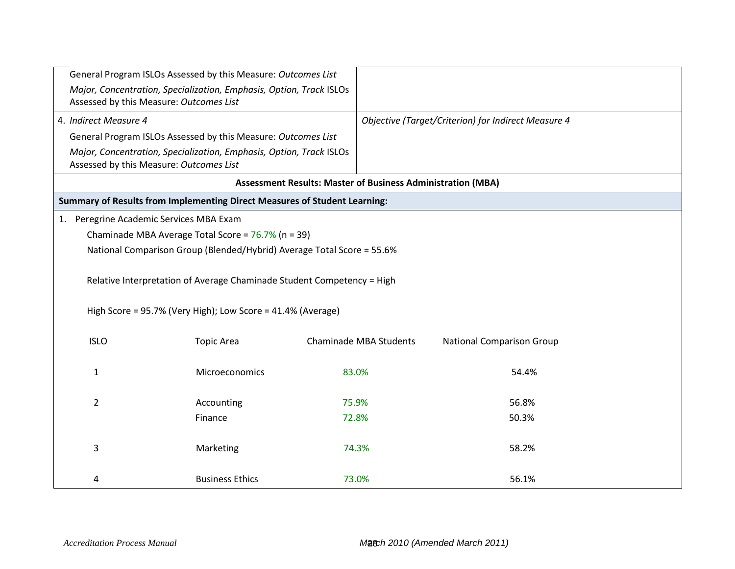| | |
|---|---|
| General Program ISLOs Assessed by this Measure: *Outcomes List*<br>*Major, Concentration, Specialization, Emphasis, Option, Track* ISLOs Assessed by this Measure: *Outcomes List* | |
| 4. *Indirect Measure 4*<br>General Program ISLOs Assessed by this Measure: *Outcomes List*<br>*Major, Concentration, Specialization, Emphasis, Option, Track* ISLOs Assessed by this Measure: *Outcomes List* | *Objective (Target/Criterion) for Indirect Measure 4* |

**Assessment Results: Master of Business Administration (MBA)**

**Summary of Results from Implementing Direct Measures of Student Learning:**

1. Peregrine Academic Services MBA Exam

   Chaminade MBA Average Total Score = 76.7% (n = 39)

   National Comparison Group (Blended/Hybrid) Average Total Score = 55.6%

   Relative Interpretation of Average Chaminade Student Competency = High

   High Score = 95.7% (Very High); Low Score = 41.4% (Average)

| ISLO | Topic Area | Chaminade MBA Students | National Comparison Group |
|---|---|---|---|
| 1 | Microeconomics | 83.0% | 54.4% |
| 2 | Accounting | 75.9% | 56.8% |
| | Finance | 72.8% | 50.3% |
| 3 | Marketing | 74.3% | 58.2% |
| 4 | Business Ethics | 73.0% | 56.1% |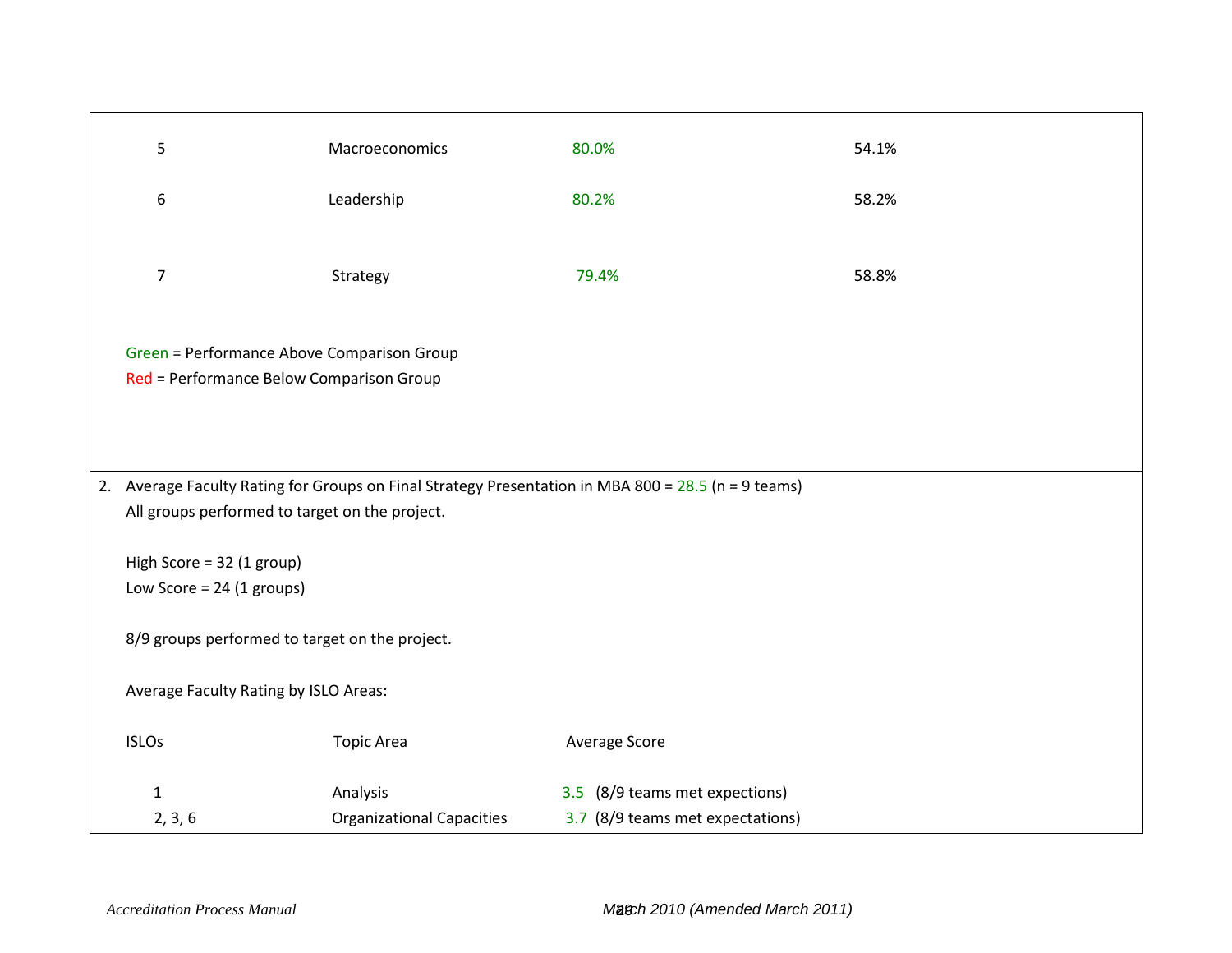| | | | |
|---|---|---|---|
| 5 | Macroeconomics | 80.0% | 54.1% |
| 6 | Leadership | 80.2% | 58.2% |
| 7 | Strategy | 79.4% | 58.8% |

Green = Performance Above Comparison Group
Red = Performance Below Comparison Group

2. Average Faculty Rating for Groups on Final Strategy Presentation in MBA 800 = 28.5 (n = 9 teams)
   All groups performed to target on the project.

   High Score = 32 (1 group)
   Low Score = 24 (1 groups)

   8/9 groups performed to target on the project.

   Average Faculty Rating by ISLO Areas:

| ISLOs | Topic Area | Average Score |
|---|---|---|
| 1 | Analysis | 3.5 (8/9 teams met expections) |
| 2, 3, 6 | Organizational Capacities | 3.7 (8/9 teams met expectations) |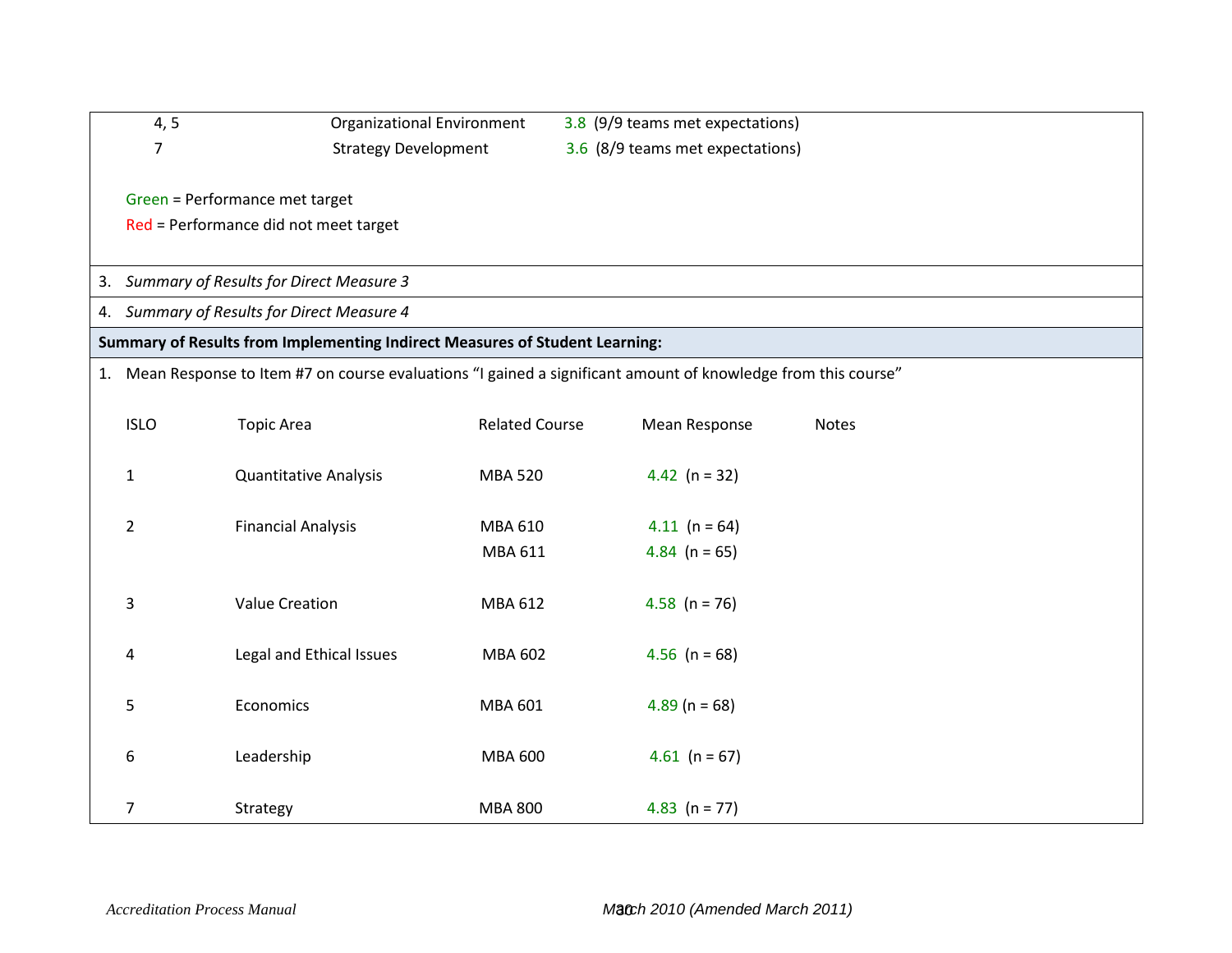| | | |
|---|---|---|
| 4, 5 | Organizational Environment | 3.8 (9/9 teams met expectations) |
| 7 | Strategy Development | 3.6 (8/9 teams met expectations) |

Green = Performance met target

Red = Performance did not meet target

3. *Summary of Results for Direct Measure 3*

4. *Summary of Results for Direct Measure 4*

**Summary of Results from Implementing Indirect Measures of Student Learning:**

1. Mean Response to Item #7 on course evaluations "I gained a significant amount of knowledge from this course"

| ISLO | Topic Area | Related Course | Mean Response | Notes |
|---|---|---|---|---|
| 1 | Quantitative Analysis | MBA 520 | 4.42 (n = 32) | |
| 2 | Financial Analysis | MBA 610 | 4.11 (n = 64) | |
| | | MBA 611 | 4.84 (n = 65) | |
| 3 | Value Creation | MBA 612 | 4.58 (n = 76) | |
| 4 | Legal and Ethical Issues | MBA 602 | 4.56 (n = 68) | |
| 5 | Economics | MBA 601 | 4.89 (n = 68) | |
| 6 | Leadership | MBA 600 | 4.61 (n = 67) | |
| 7 | Strategy | MBA 800 | 4.83 (n = 77) | |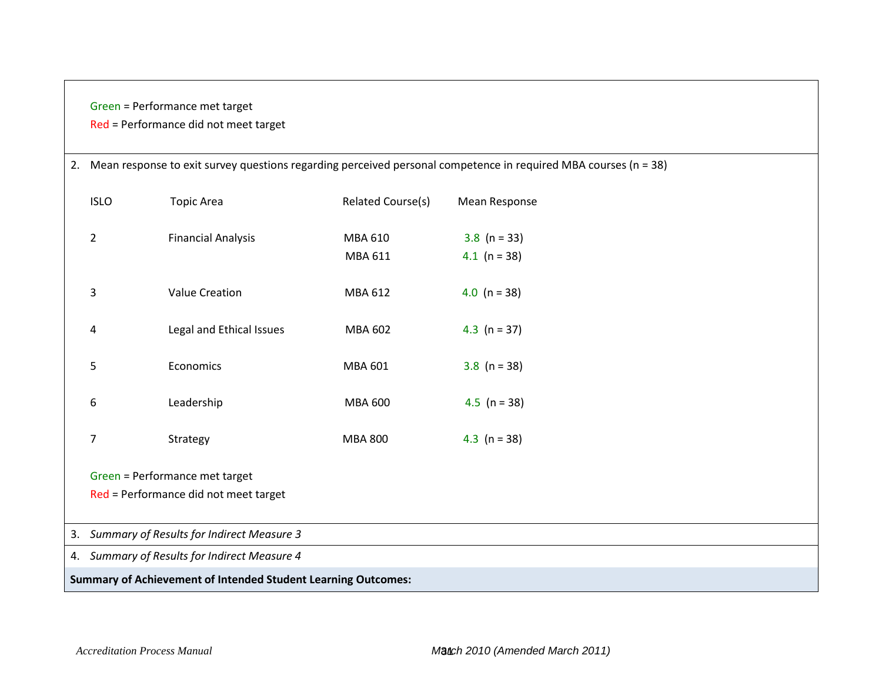Green = Performance met target

Red = Performance did not meet target

2. Mean response to exit survey questions regarding perceived personal competence in required MBA courses (n = 38)

| ISLO | Topic Area | Related Course(s) | Mean Response |
|---|---|---|---|
| 2 | Financial Analysis | MBA 610 | 3.8 (n = 33) |
| | | MBA 611 | 4.1 (n = 38) |
| 3 | Value Creation | MBA 612 | 4.0 (n = 38) |
| 4 | Legal and Ethical Issues | MBA 602 | 4.3 (n = 37) |
| 5 | Economics | MBA 601 | 3.8 (n = 38) |
| 6 | Leadership | MBA 600 | 4.5 (n = 38) |
| 7 | Strategy | MBA 800 | 4.3 (n = 38) |

Green = Performance met target

Red = Performance did not meet target

3. *Summary of Results for Indirect Measure 3*

4. *Summary of Results for Indirect Measure 4*

**Summary of Achievement of Intended Student Learning Outcomes:**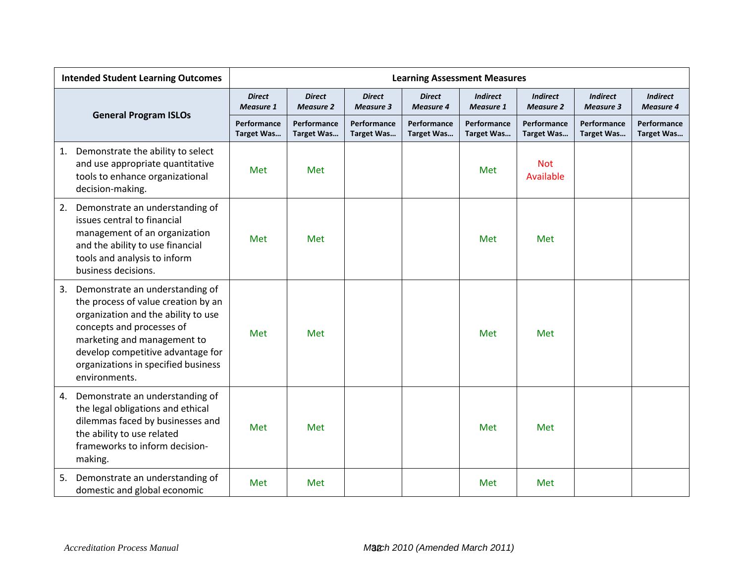| Intended Student Learning Outcomes | Learning Assessment Measures | | | | | | | |
|---|---|---|---|---|---|---|---|---|
| **General Program ISLOs** | ***Direct Measure 1*** | ***Direct Measure 2*** | ***Direct Measure 3*** | ***Direct Measure 4*** | ***Indirect Measure 1*** | ***Indirect Measure 2*** | ***Indirect Measure 3*** | ***Indirect Measure 4*** |
| | **Performance Target Was…** | **Performance Target Was…** | **Performance Target Was…** | **Performance Target Was…** | **Performance Target Was…** | **Performance Target Was…** | **Performance Target Was…** | **Performance Target Was…** |
| 1. Demonstrate the ability to select and use appropriate quantitative tools to enhance organizational decision-making. | Met | Met | | | Met | Not Available | | |
| 2. Demonstrate an understanding of issues central to financial management of an organization and the ability to use financial tools and analysis to inform business decisions. | Met | Met | | | Met | Met | | |
| 3. Demonstrate an understanding of the process of value creation by an organization and the ability to use concepts and processes of marketing and management to develop competitive advantage for organizations in specified business environments. | Met | Met | | | Met | Met | | |
| 4. Demonstrate an understanding of the legal obligations and ethical dilemmas faced by businesses and the ability to use related frameworks to inform decision-making. | Met | Met | | | Met | Met | | |
| 5. Demonstrate an understanding of domestic and global economic | Met | Met | | | Met | Met | | |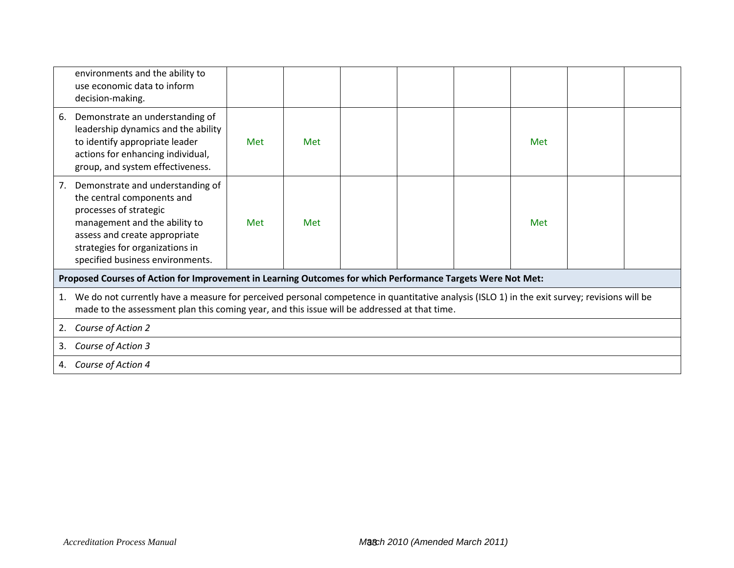| | | | | | | | | |
|---|---|---|---|---|---|---|---|---|
| environments and the ability to use economic data to inform decision-making. | | | | | | | | |
| 6. Demonstrate an understanding of leadership dynamics and the ability to identify appropriate leader actions for enhancing individual, group, and system effectiveness. | Met | Met | | | | Met | | |
| 7. Demonstrate and understanding of the central components and processes of strategic management and the ability to assess and create appropriate strategies for organizations in specified business environments. | Met | Met | | | | Met | | |

**Proposed Courses of Action for Improvement in Learning Outcomes for which Performance Targets Were Not Met:**

1. We do not currently have a measure for perceived personal competence in quantitative analysis (ISLO 1) in the exit survey; revisions will be made to the assessment plan this coming year, and this issue will be addressed at that time.
2. *Course of Action 2*
3. *Course of Action 3*
4. *Course of Action 4*